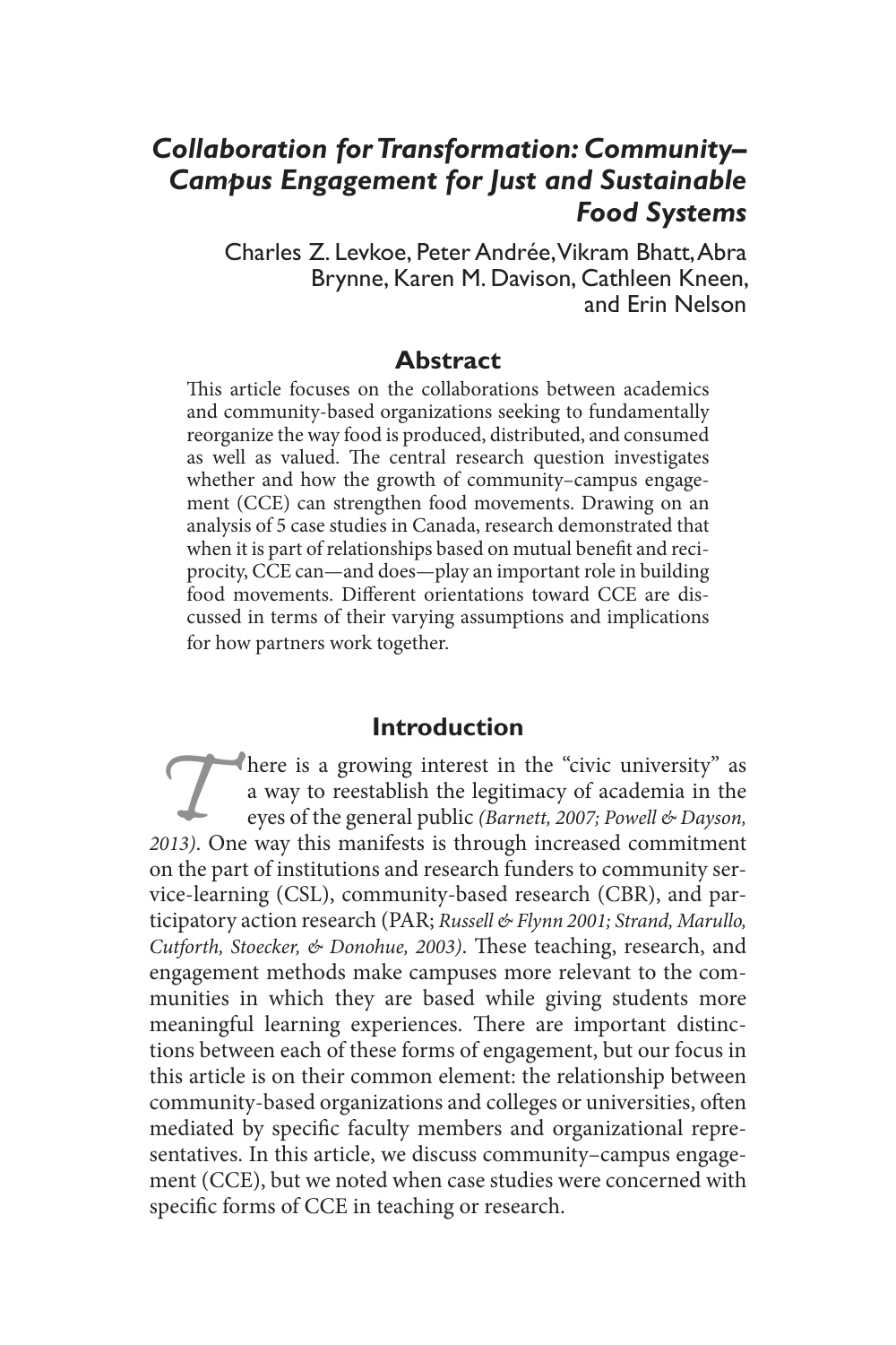# *Collaboration for Transformation: Community–Campus Engagement for Just and Sustainable Food Systems*

Charles Z. Levkoe, Peter Andrée, Vikram Bhatt, Abra Brynne, Karen M. Davison, Cathleen Kneen, and Erin Nelson

## Abstract

This article focuses on the collaborations between academics and community-based organizations seeking to fundamentally reorganize the way food is produced, distributed, and consumed as well as valued. The central research question investigates whether and how the growth of community–campus engagement (CCE) can strengthen food movements. Drawing on an analysis of 5 case studies in Canada, research demonstrated that when it is part of relationships based on mutual benefit and reciprocity, CCE can—and does—play an important role in building food movements. Different orientations toward CCE are discussed in terms of their varying assumptions and implications for how partners work together.

## Introduction

There is a growing interest in the "civic university" as a way to reestablish the legitimacy of academia in the eyes of the general public *(Barnett, 2007; Powell & Dayson, 2013)*. One way this manifests is through increased commitment on the part of institutions and research funders to community service-learning (CSL), community-based research (CBR), and participatory action research (PAR; *Russell & Flynn 2001; Strand, Marullo, Cutforth, Stoecker, & Donohue, 2003)*. These teaching, research, and engagement methods make campuses more relevant to the communities in which they are based while giving students more meaningful learning experiences. There are important distinctions between each of these forms of engagement, but our focus in this article is on their common element: the relationship between community-based organizations and colleges or universities, often mediated by specific faculty members and organizational representatives. In this article, we discuss community–campus engagement (CCE), but we noted when case studies were concerned with specific forms of CCE in teaching or research.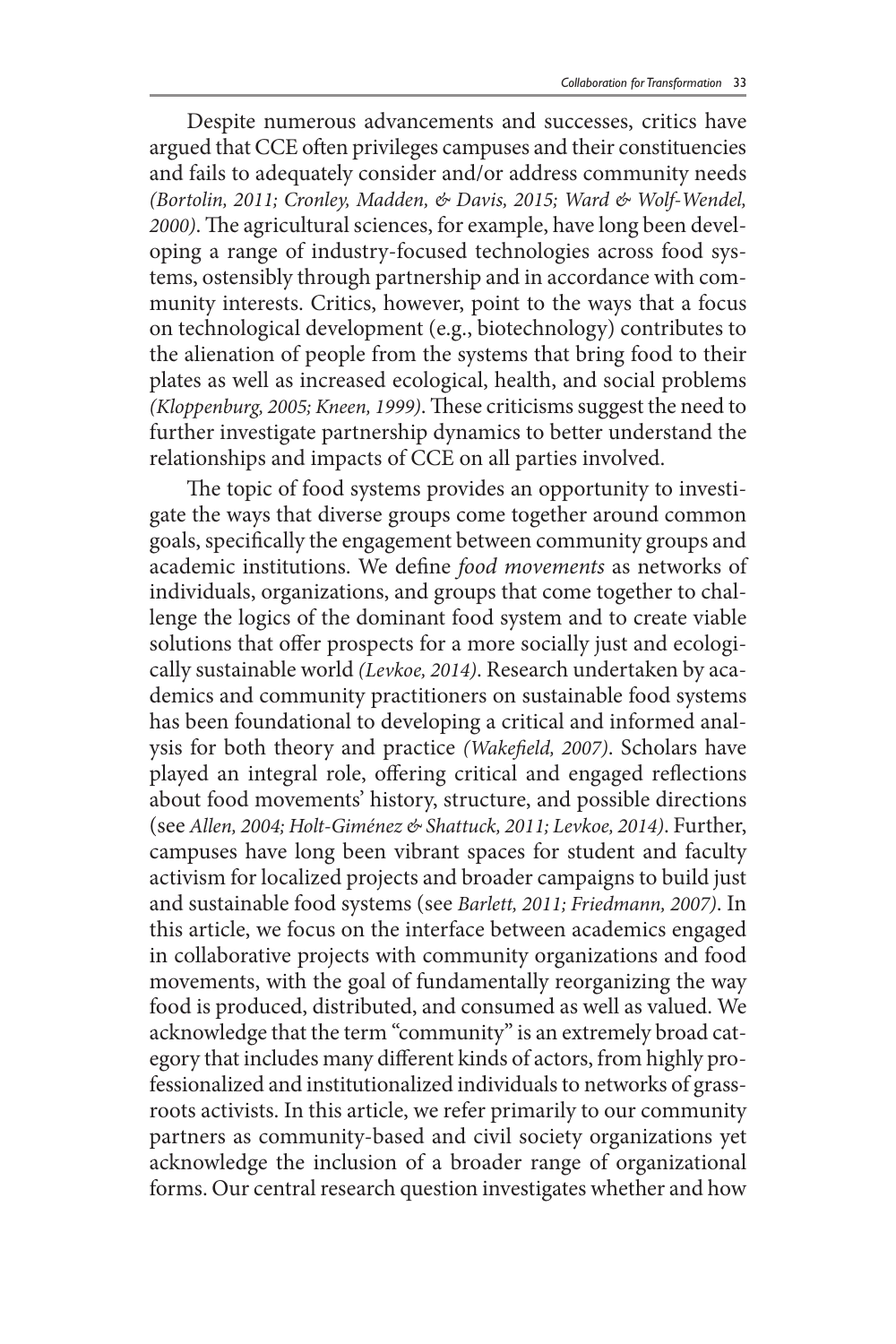Despite numerous advancements and successes, critics have argued that CCE often privileges campuses and their constituencies and fails to adequately consider and/or address community needs *(Bortolin, 2011; Cronley, Madden, & Davis, 2015; Ward & Wolf-Wendel, 2000)*. The agricultural sciences, for example, have long been developing a range of industry-focused technologies across food systems, ostensibly through partnership and in accordance with community interests. Critics, however, point to the ways that a focus on technological development (e.g., biotechnology) contributes to the alienation of people from the systems that bring food to their plates as well as increased ecological, health, and social problems *(Kloppenburg, 2005; Kneen, 1999)*. These criticisms suggest the need to further investigate partnership dynamics to better understand the relationships and impacts of CCE on all parties involved.

The topic of food systems provides an opportunity to investigate the ways that diverse groups come together around common goals, specifically the engagement between community groups and academic institutions. We define *food movements* as networks of individuals, organizations, and groups that come together to challenge the logics of the dominant food system and to create viable solutions that offer prospects for a more socially just and ecologically sustainable world *(Levkoe, 2014)*. Research undertaken by academics and community practitioners on sustainable food systems has been foundational to developing a critical and informed analysis for both theory and practice *(Wakefield, 2007)*. Scholars have played an integral role, offering critical and engaged reflections about food movements' history, structure, and possible directions (see *Allen, 2004; Holt-Giménez & Shattuck, 2011; Levkoe, 2014)*. Further, campuses have long been vibrant spaces for student and faculty activism for localized projects and broader campaigns to build just and sustainable food systems (see *Barlett, 2011; Friedmann, 2007)*. In this article, we focus on the interface between academics engaged in collaborative projects with community organizations and food movements, with the goal of fundamentally reorganizing the way food is produced, distributed, and consumed as well as valued. We acknowledge that the term "community" is an extremely broad category that includes many different kinds of actors, from highly professionalized and institutionalized individuals to networks of grassroots activists. In this article, we refer primarily to our community partners as community-based and civil society organizations yet acknowledge the inclusion of a broader range of organizational forms. Our central research question investigates whether and how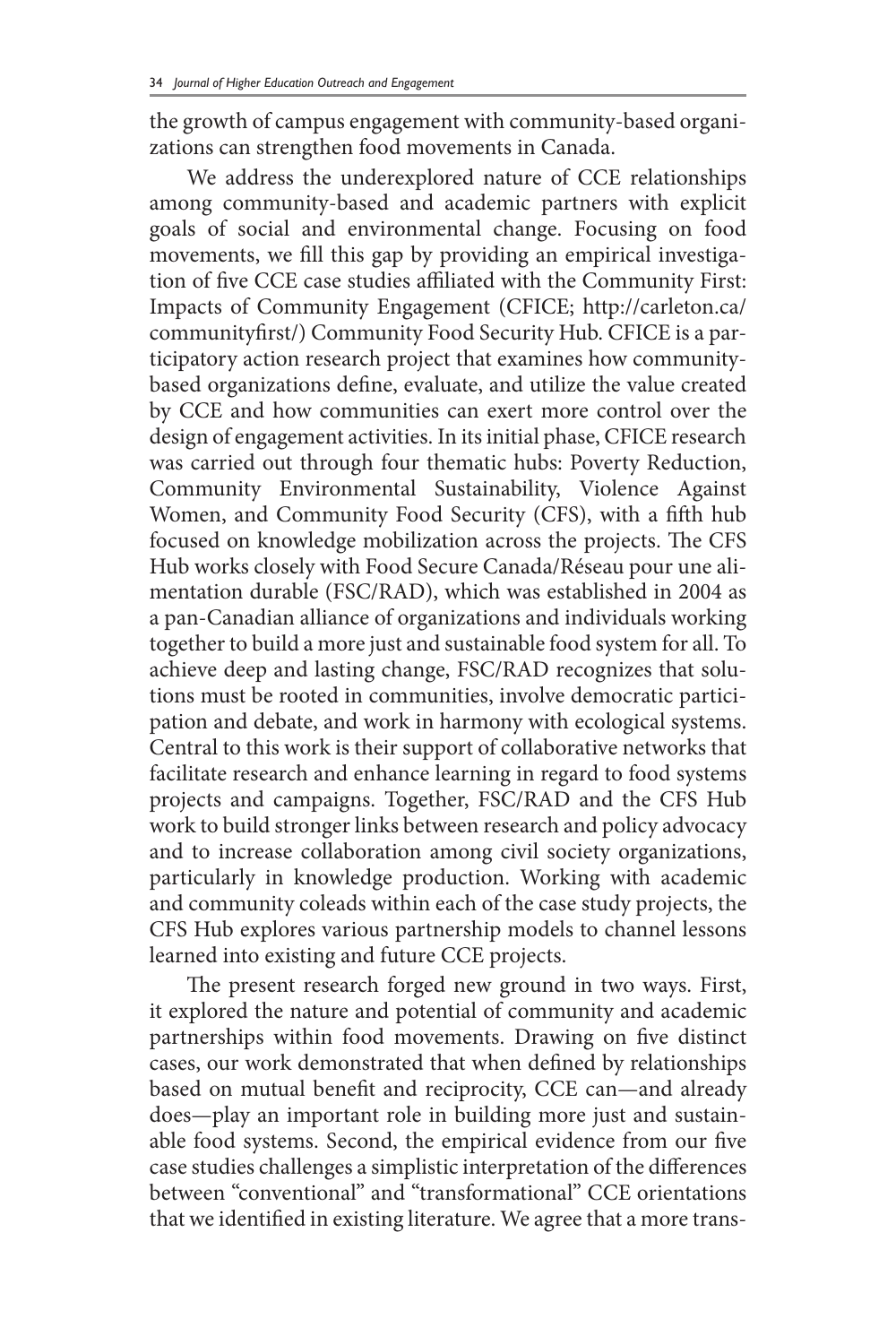the growth of campus engagement with community-based organizations can strengthen food movements in Canada.

We address the underexplored nature of CCE relationships among community-based and academic partners with explicit goals of social and environmental change. Focusing on food movements, we fill this gap by providing an empirical investigation of five CCE case studies affiliated with the Community First: Impacts of Community Engagement (CFICE; http://carleton.ca/communityfirst/) Community Food Security Hub. CFICE is a participatory action research project that examines how community-based organizations define, evaluate, and utilize the value created by CCE and how communities can exert more control over the design of engagement activities. In its initial phase, CFICE research was carried out through four thematic hubs: Poverty Reduction, Community Environmental Sustainability, Violence Against Women, and Community Food Security (CFS), with a fifth hub focused on knowledge mobilization across the projects. The CFS Hub works closely with Food Secure Canada/Réseau pour une alimentation durable (FSC/RAD), which was established in 2004 as a pan-Canadian alliance of organizations and individuals working together to build a more just and sustainable food system for all. To achieve deep and lasting change, FSC/RAD recognizes that solutions must be rooted in communities, involve democratic participation and debate, and work in harmony with ecological systems. Central to this work is their support of collaborative networks that facilitate research and enhance learning in regard to food systems projects and campaigns. Together, FSC/RAD and the CFS Hub work to build stronger links between research and policy advocacy and to increase collaboration among civil society organizations, particularly in knowledge production. Working with academic and community coleads within each of the case study projects, the CFS Hub explores various partnership models to channel lessons learned into existing and future CCE projects.

The present research forged new ground in two ways. First, it explored the nature and potential of community and academic partnerships within food movements. Drawing on five distinct cases, our work demonstrated that when defined by relationships based on mutual benefit and reciprocity, CCE can—and already does—play an important role in building more just and sustainable food systems. Second, the empirical evidence from our five case studies challenges a simplistic interpretation of the differences between "conventional" and "transformational" CCE orientations that we identified in existing literature. We agree that a more trans-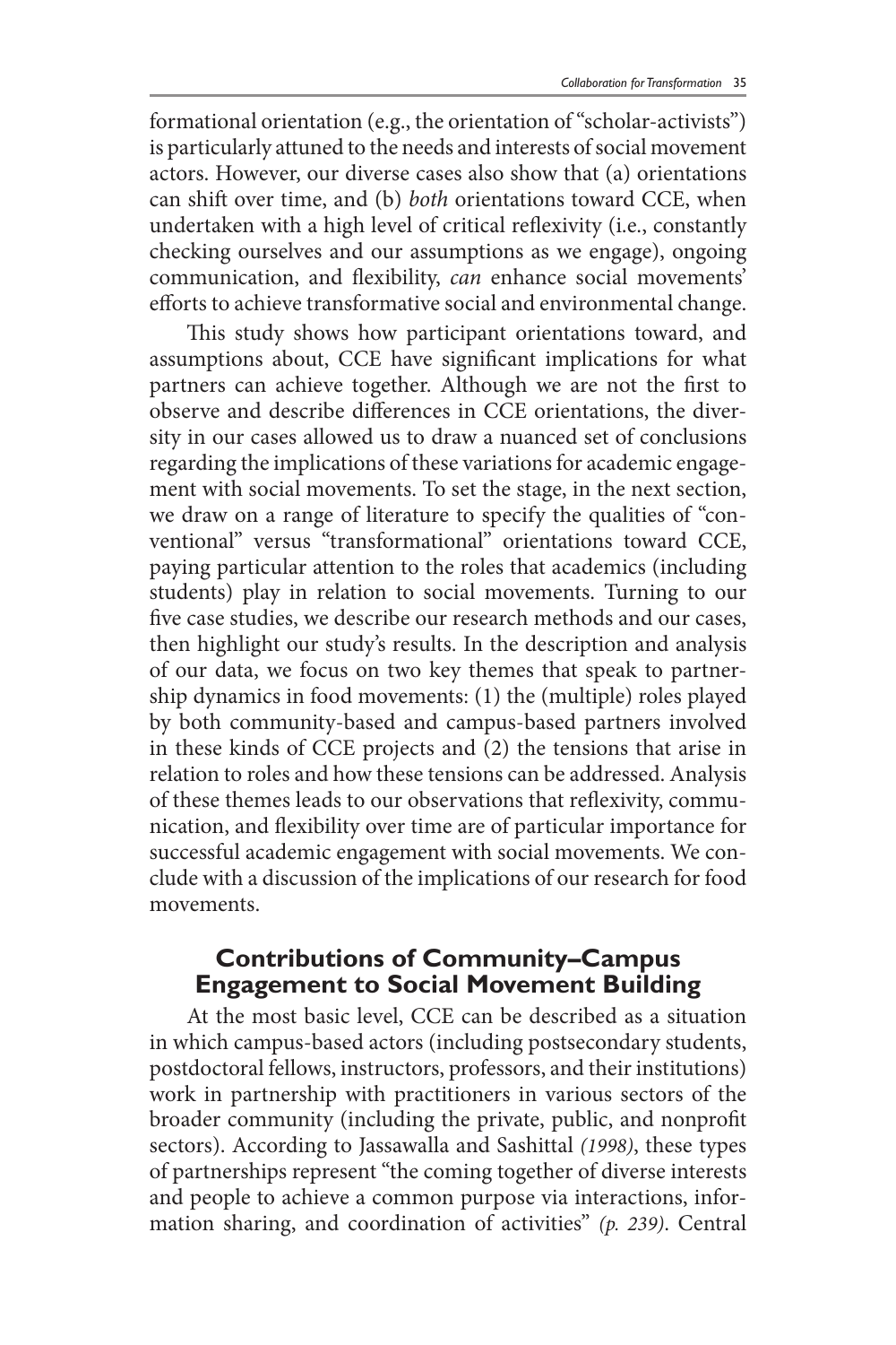formational orientation (e.g., the orientation of "scholar-activists") is particularly attuned to the needs and interests of social movement actors. However, our diverse cases also show that (a) orientations can shift over time, and (b) *both* orientations toward CCE, when undertaken with a high level of critical reflexivity (i.e., constantly checking ourselves and our assumptions as we engage), ongoing communication, and flexibility, *can* enhance social movements' efforts to achieve transformative social and environmental change.

This study shows how participant orientations toward, and assumptions about, CCE have significant implications for what partners can achieve together. Although we are not the first to observe and describe differences in CCE orientations, the diversity in our cases allowed us to draw a nuanced set of conclusions regarding the implications of these variations for academic engagement with social movements. To set the stage, in the next section, we draw on a range of literature to specify the qualities of "conventional" versus "transformational" orientations toward CCE, paying particular attention to the roles that academics (including students) play in relation to social movements. Turning to our five case studies, we describe our research methods and our cases, then highlight our study's results. In the description and analysis of our data, we focus on two key themes that speak to partnership dynamics in food movements: (1) the (multiple) roles played by both community-based and campus-based partners involved in these kinds of CCE projects and (2) the tensions that arise in relation to roles and how these tensions can be addressed. Analysis of these themes leads to our observations that reflexivity, communication, and flexibility over time are of particular importance for successful academic engagement with social movements. We conclude with a discussion of the implications of our research for food movements.

## Contributions of Community–Campus Engagement to Social Movement Building

At the most basic level, CCE can be described as a situation in which campus-based actors (including postsecondary students, postdoctoral fellows, instructors, professors, and their institutions) work in partnership with practitioners in various sectors of the broader community (including the private, public, and nonprofit sectors). According to Jassawalla and Sashittal *(1998)*, these types of partnerships represent "the coming together of diverse interests and people to achieve a common purpose via interactions, information sharing, and coordination of activities" *(p. 239)*. Central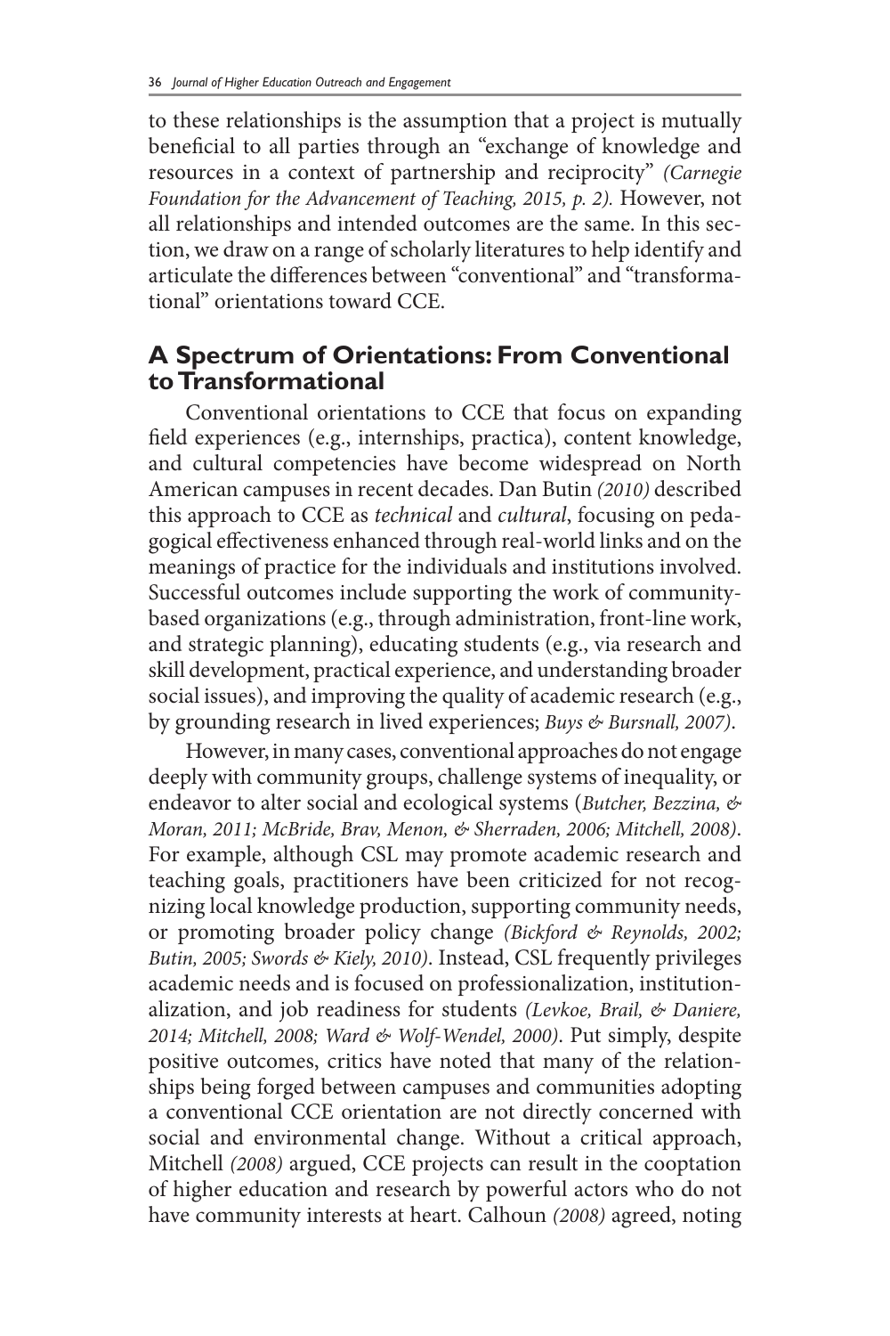to these relationships is the assumption that a project is mutually beneficial to all parties through an "exchange of knowledge and resources in a context of partnership and reciprocity" *(Carnegie Foundation for the Advancement of Teaching, 2015, p. 2).* However, not all relationships and intended outcomes are the same. In this section, we draw on a range of scholarly literatures to help identify and articulate the differences between "conventional" and "transformational" orientations toward CCE.

## A Spectrum of Orientations: From Conventional to Transformational

Conventional orientations to CCE that focus on expanding field experiences (e.g., internships, practica), content knowledge, and cultural competencies have become widespread on North American campuses in recent decades. Dan Butin *(2010)* described this approach to CCE as *technical* and *cultural*, focusing on pedagogical effectiveness enhanced through real-world links and on the meanings of practice for the individuals and institutions involved. Successful outcomes include supporting the work of community-based organizations (e.g., through administration, front-line work, and strategic planning), educating students (e.g., via research and skill development, practical experience, and understanding broader social issues), and improving the quality of academic research (e.g., by grounding research in lived experiences; *Buys & Bursnall, 2007)*.

However, in many cases, conventional approaches do not engage deeply with community groups, challenge systems of inequality, or endeavor to alter social and ecological systems (*Butcher, Bezzina, & Moran, 2011; McBride, Brav, Menon, & Sherraden, 2006; Mitchell, 2008)*. For example, although CSL may promote academic research and teaching goals, practitioners have been criticized for not recognizing local knowledge production, supporting community needs, or promoting broader policy change *(Bickford & Reynolds, 2002; Butin, 2005; Swords & Kiely, 2010)*. Instead, CSL frequently privileges academic needs and is focused on professionalization, institutionalization, and job readiness for students *(Levkoe, Brail, & Daniere, 2014; Mitchell, 2008; Ward & Wolf-Wendel, 2000)*. Put simply, despite positive outcomes, critics have noted that many of the relationships being forged between campuses and communities adopting a conventional CCE orientation are not directly concerned with social and environmental change. Without a critical approach, Mitchell *(2008)* argued, CCE projects can result in the cooptation of higher education and research by powerful actors who do not have community interests at heart. Calhoun *(2008)* agreed, noting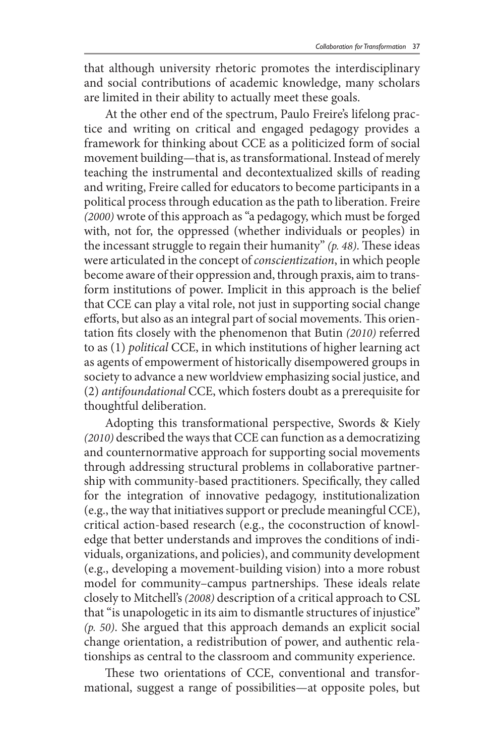that although university rhetoric promotes the interdisciplinary and social contributions of academic knowledge, many scholars are limited in their ability to actually meet these goals.

At the other end of the spectrum, Paulo Freire's lifelong practice and writing on critical and engaged pedagogy provides a framework for thinking about CCE as a politicized form of social movement building—that is, as transformational. Instead of merely teaching the instrumental and decontextualized skills of reading and writing, Freire called for educators to become participants in a political process through education as the path to liberation. Freire *(2000)* wrote of this approach as "a pedagogy, which must be forged with, not for, the oppressed (whether individuals or peoples) in the incessant struggle to regain their humanity" *(p. 48)*. These ideas were articulated in the concept of *conscientization*, in which people become aware of their oppression and, through praxis, aim to transform institutions of power. Implicit in this approach is the belief that CCE can play a vital role, not just in supporting social change efforts, but also as an integral part of social movements. This orientation fits closely with the phenomenon that Butin *(2010)* referred to as (1) *political* CCE, in which institutions of higher learning act as agents of empowerment of historically disempowered groups in society to advance a new worldview emphasizing social justice, and (2) *antifoundational* CCE, which fosters doubt as a prerequisite for thoughtful deliberation.

Adopting this transformational perspective, Swords & Kiely *(2010)* described the ways that CCE can function as a democratizing and counternormative approach for supporting social movements through addressing structural problems in collaborative partnership with community-based practitioners. Specifically, they called for the integration of innovative pedagogy, institutionalization (e.g., the way that initiatives support or preclude meaningful CCE), critical action-based research (e.g., the coconstruction of knowledge that better understands and improves the conditions of individuals, organizations, and policies), and community development (e.g., developing a movement-building vision) into a more robust model for community–campus partnerships. These ideals relate closely to Mitchell's *(2008)* description of a critical approach to CSL that "is unapologetic in its aim to dismantle structures of injustice" *(p. 50)*. She argued that this approach demands an explicit social change orientation, a redistribution of power, and authentic relationships as central to the classroom and community experience.

These two orientations of CCE, conventional and transformational, suggest a range of possibilities—at opposite poles, but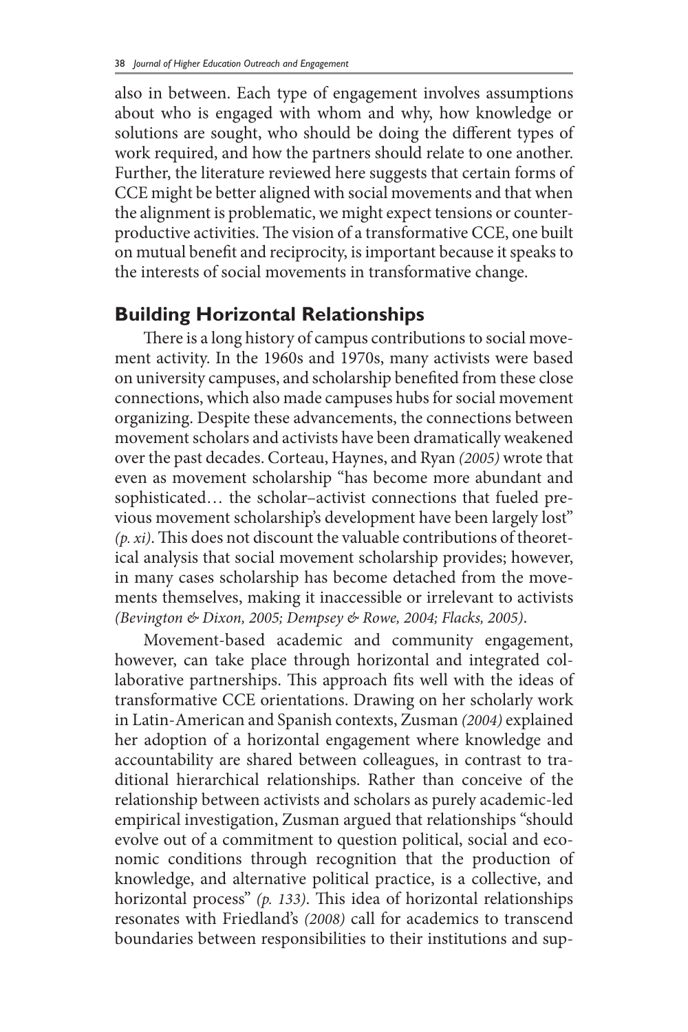also in between. Each type of engagement involves assumptions about who is engaged with whom and why, how knowledge or solutions are sought, who should be doing the different types of work required, and how the partners should relate to one another. Further, the literature reviewed here suggests that certain forms of CCE might be better aligned with social movements and that when the alignment is problematic, we might expect tensions or counterproductive activities. The vision of a transformative CCE, one built on mutual benefit and reciprocity, is important because it speaks to the interests of social movements in transformative change.

## Building Horizontal Relationships

There is a long history of campus contributions to social movement activity. In the 1960s and 1970s, many activists were based on university campuses, and scholarship benefited from these close connections, which also made campuses hubs for social movement organizing. Despite these advancements, the connections between movement scholars and activists have been dramatically weakened over the past decades. Corteau, Haynes, and Ryan *(2005)* wrote that even as movement scholarship "has become more abundant and sophisticated… the scholar–activist connections that fueled previous movement scholarship's development have been largely lost" *(p. xi)*. This does not discount the valuable contributions of theoretical analysis that social movement scholarship provides; however, in many cases scholarship has become detached from the movements themselves, making it inaccessible or irrelevant to activists *(Bevington & Dixon, 2005; Dempsey & Rowe, 2004; Flacks, 2005)*.

Movement-based academic and community engagement, however, can take place through horizontal and integrated collaborative partnerships. This approach fits well with the ideas of transformative CCE orientations. Drawing on her scholarly work in Latin-American and Spanish contexts, Zusman *(2004)* explained her adoption of a horizontal engagement where knowledge and accountability are shared between colleagues, in contrast to traditional hierarchical relationships. Rather than conceive of the relationship between activists and scholars as purely academic-led empirical investigation, Zusman argued that relationships "should evolve out of a commitment to question political, social and economic conditions through recognition that the production of knowledge, and alternative political practice, is a collective, and horizontal process" *(p. 133)*. This idea of horizontal relationships resonates with Friedland's *(2008)* call for academics to transcend boundaries between responsibilities to their institutions and sup-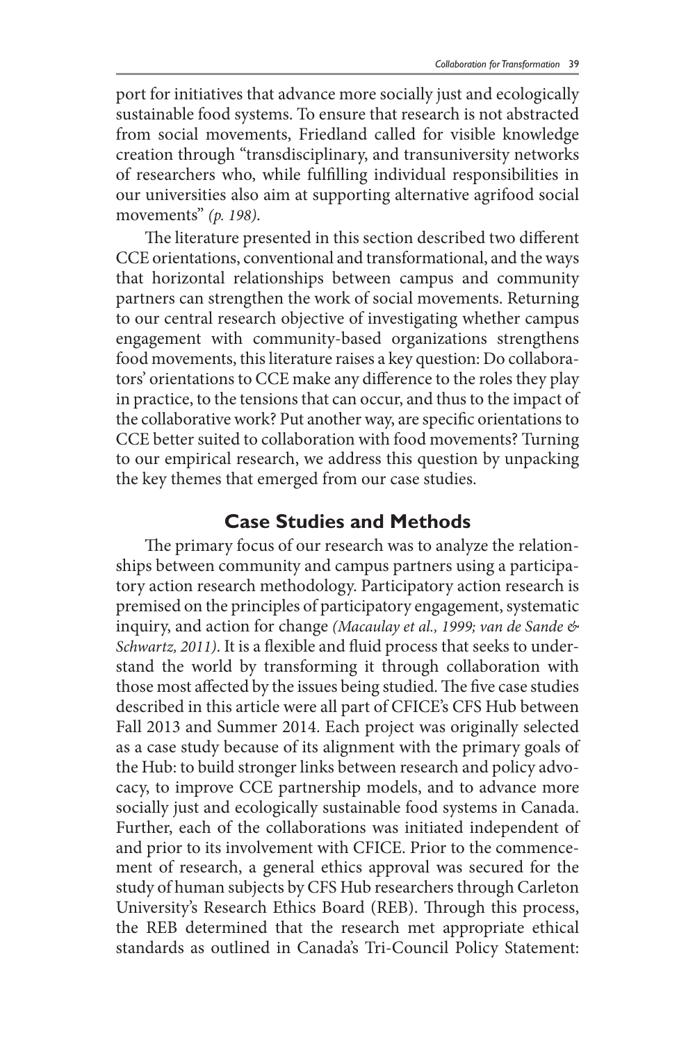port for initiatives that advance more socially just and ecologically sustainable food systems. To ensure that research is not abstracted from social movements, Friedland called for visible knowledge creation through "transdisciplinary, and transuniversity networks of researchers who, while fulfilling individual responsibilities in our universities also aim at supporting alternative agrifood social movements" *(p. 198)*.

The literature presented in this section described two different CCE orientations, conventional and transformational, and the ways that horizontal relationships between campus and community partners can strengthen the work of social movements. Returning to our central research objective of investigating whether campus engagement with community-based organizations strengthens food movements, this literature raises a key question: Do collaborators' orientations to CCE make any difference to the roles they play in practice, to the tensions that can occur, and thus to the impact of the collaborative work? Put another way, are specific orientations to CCE better suited to collaboration with food movements? Turning to our empirical research, we address this question by unpacking the key themes that emerged from our case studies.

## Case Studies and Methods

The primary focus of our research was to analyze the relationships between community and campus partners using a participatory action research methodology. Participatory action research is premised on the principles of participatory engagement, systematic inquiry, and action for change *(Macaulay et al., 1999; van de Sande & Schwartz, 2011)*. It is a flexible and fluid process that seeks to understand the world by transforming it through collaboration with those most affected by the issues being studied. The five case studies described in this article were all part of CFICE's CFS Hub between Fall 2013 and Summer 2014. Each project was originally selected as a case study because of its alignment with the primary goals of the Hub: to build stronger links between research and policy advocacy, to improve CCE partnership models, and to advance more socially just and ecologically sustainable food systems in Canada. Further, each of the collaborations was initiated independent of and prior to its involvement with CFICE. Prior to the commencement of research, a general ethics approval was secured for the study of human subjects by CFS Hub researchers through Carleton University's Research Ethics Board (REB). Through this process, the REB determined that the research met appropriate ethical standards as outlined in Canada's Tri-Council Policy Statement: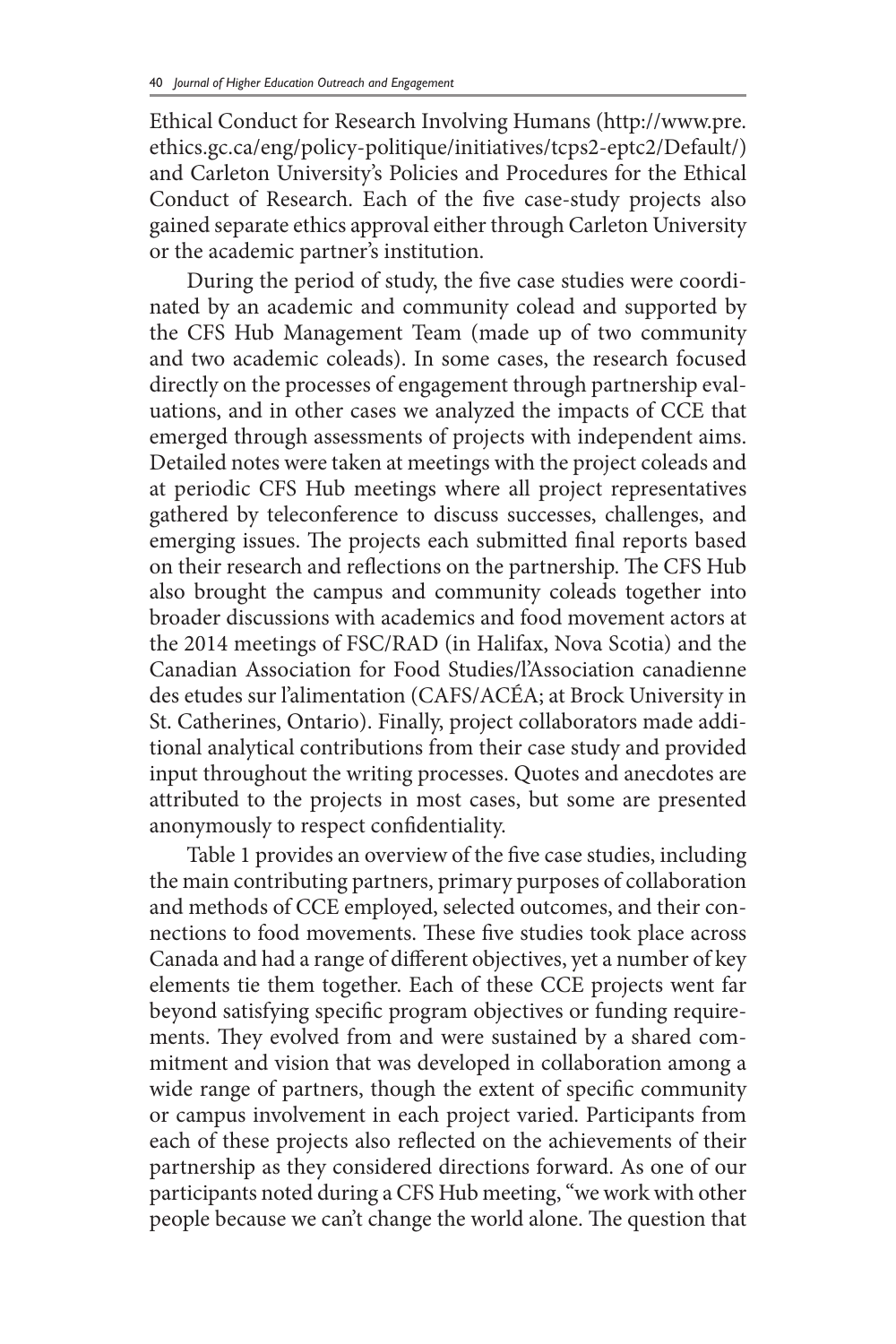Ethical Conduct for Research Involving Humans (http://www.pre.ethics.gc.ca/eng/policy-politique/initiatives/tcps2-eptc2/Default/) and Carleton University's Policies and Procedures for the Ethical Conduct of Research. Each of the five case-study projects also gained separate ethics approval either through Carleton University or the academic partner's institution.

During the period of study, the five case studies were coordinated by an academic and community colead and supported by the CFS Hub Management Team (made up of two community and two academic coleads). In some cases, the research focused directly on the processes of engagement through partnership evaluations, and in other cases we analyzed the impacts of CCE that emerged through assessments of projects with independent aims. Detailed notes were taken at meetings with the project coleads and at periodic CFS Hub meetings where all project representatives gathered by teleconference to discuss successes, challenges, and emerging issues. The projects each submitted final reports based on their research and reflections on the partnership. The CFS Hub also brought the campus and community coleads together into broader discussions with academics and food movement actors at the 2014 meetings of FSC/RAD (in Halifax, Nova Scotia) and the Canadian Association for Food Studies/l'Association canadienne des etudes sur l'alimentation (CAFS/ACÉA; at Brock University in St. Catherines, Ontario). Finally, project collaborators made additional analytical contributions from their case study and provided input throughout the writing processes. Quotes and anecdotes are attributed to the projects in most cases, but some are presented anonymously to respect confidentiality.

Table 1 provides an overview of the five case studies, including the main contributing partners, primary purposes of collaboration and methods of CCE employed, selected outcomes, and their connections to food movements. These five studies took place across Canada and had a range of different objectives, yet a number of key elements tie them together. Each of these CCE projects went far beyond satisfying specific program objectives or funding requirements. They evolved from and were sustained by a shared commitment and vision that was developed in collaboration among a wide range of partners, though the extent of specific community or campus involvement in each project varied. Participants from each of these projects also reflected on the achievements of their partnership as they considered directions forward. As one of our participants noted during a CFS Hub meeting, "we work with other people because we can't change the world alone. The question that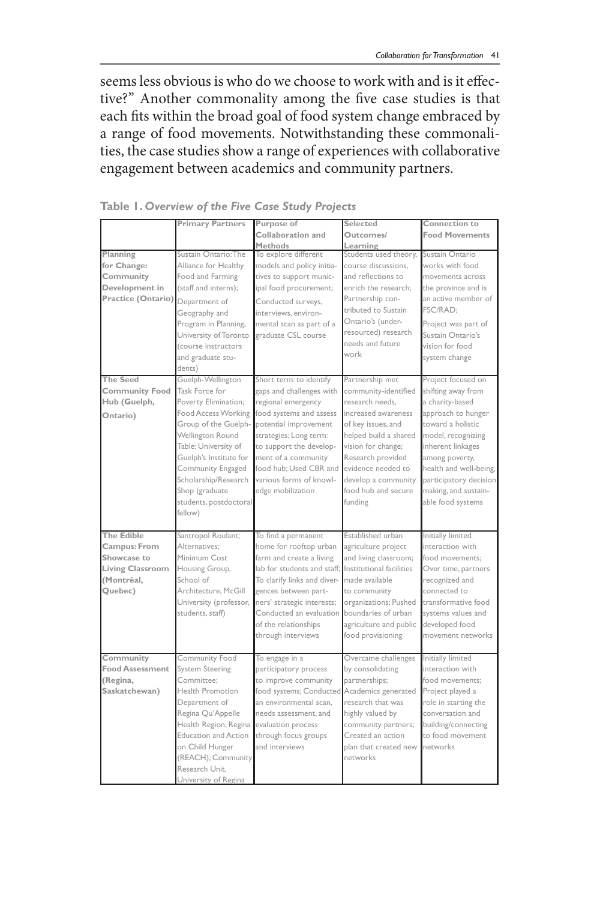seems less obvious is who do we choose to work with and is it effective?" Another commonality among the five case studies is that each fits within the broad goal of food system change embraced by a range of food movements. Notwithstanding these commonalities, the case studies show a range of experiences with collaborative engagement between academics and community partners.

**Table 1.** ***Overview of the Five Case Study Projects***

| | Primary Partners | Purpose of Collaboration and Methods | Selected Outcomes/ Learning | Connection to Food Movements |
|---|---|---|---|---|
| **Planning for Change: Community Development in Practice (Ontario)** | Sustain Ontario: The Alliance for Healthy Food and Farming (staff and interns); Department of Geography and Program in Planning, University of Toronto (course instructors and graduate students) | To explore different models and policy initiatives to support municipal food procurement; Conducted surveys, interviews, environmental scan as part of a graduate CSL course | Students used theory, course discussions, and reflections to enrich the research; Partnership contributed to Sustain Ontario's (under-resourced) research needs and future work | Sustain Ontario works with food movements across the province and is an active member of FSC/RAD; Project was part of Sustain Ontario's vision for food system change |
| **The Seed Community Food Hub (Guelph, Ontario)** | Guelph-Wellington Task Force for Poverty Elimination; Food Access Working Group of the Guelph-Wellington Round Table; University of Guelph's Institute for Community Engaged Scholarship/Research Shop (graduate students, postdoctoral fellow) | Short term: to identify gaps and challenges with regional emergency food systems and assess potential improvement strategies; Long term: to support the development of a community food hub; Used CBR and various forms of knowledge mobilization | Partnership met community-identified research needs, increased awareness of key issues, and helped build a shared vision for change; Research provided evidence needed to develop a community food hub and secure funding | Project focused on shifting away from a charity-based approach to hunger toward a holistic model, recognizing inherent linkages among poverty, health and well-being, participatory decision making, and sustainable food systems |
| **The Edible Campus: From Showcase to Living Classroom (Montréal, Quebec)** | Santropol Roulant; Alternatives; Minimum Cost Housing Group, School of Architecture, McGill University (professor, students, staff) | To find a permanent home for rooftop urban farm and create a living lab for students and staff; To clarify links and divergences between partners' strategic interests; Conducted an evaluation of the relationships through interviews | Established urban agriculture project and living classroom; Institutional facilities made available to community organizations; Pushed boundaries of urban agriculture and public food provisioning | Initially limited interaction with food movements; Over time, partners recognized and connected to transformative food systems values and developed food movement networks |
| **Community Food Assessment (Regina, Saskatchewan)** | Community Food System Steering Committee; Health Promotion Department of Regina Qu'Appelle Health Region; Regina Education and Action on Child Hunger (REACH); Community Research Unit, University of Regina | To engage in a participatory process to improve community food systems; Conducted an environmental scan, needs assessment, and evaluation process through focus groups and interviews | Overcame challenges by consolidating partnerships; Academics generated research that was highly valued by community partners; Created an action plan that created new networks | Initially limited interaction with food movements; Project played a role in starting the conversation and building/connecting to food movement networks |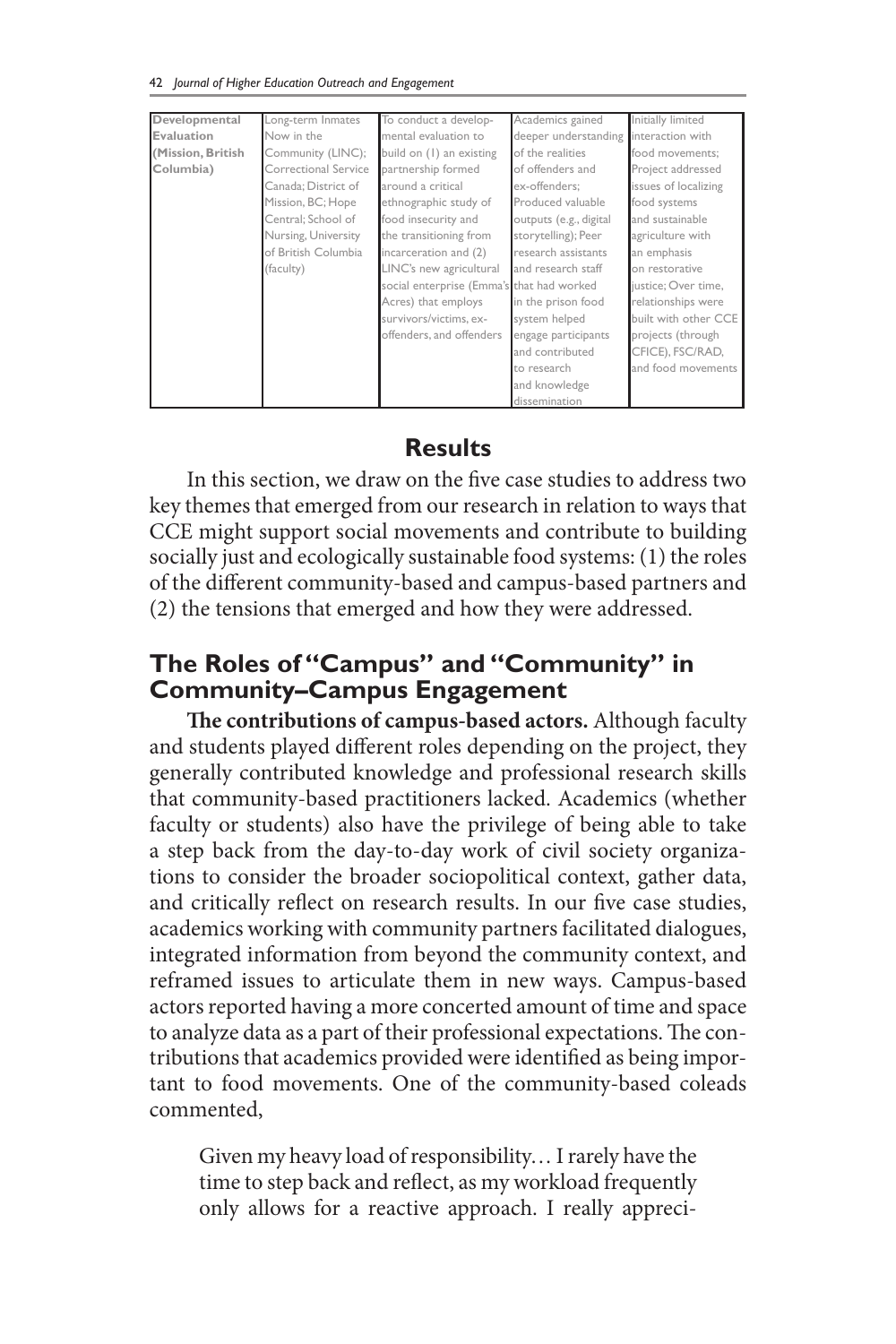| Developmental Evaluation (Mission, British Columbia) | Long-term Inmates Now in the Community (LINC); Correctional Service Canada; District of Mission, BC; Hope Central; School of Nursing, University of British Columbia (faculty) | To conduct a developmental evaluation to build on (1) an existing partnership formed around a critical ethnographic study of food insecurity and the transitioning from incarceration and (2) LINC's new agricultural social enterprise (Emma's Acres) that employs survivors/victims, ex-offenders, and offenders | Academics gained deeper understanding of the realities of offenders and ex-offenders; Produced valuable outputs (e.g., digital storytelling); Peer research assistants and research staff that had worked in the prison food system helped engage participants and contributed to research and knowledge dissemination | Initially limited interaction with food movements; Project addressed issues of localizing food systems and sustainable agriculture with an emphasis on restorative justice; Over time, relationships were built with other CCE projects (through CFICE), FSC/RAD, and food movements |
|---|---|---|---|---|

## Results

In this section, we draw on the five case studies to address two key themes that emerged from our research in relation to ways that CCE might support social movements and contribute to building socially just and ecologically sustainable food systems: (1) the roles of the different community-based and campus-based partners and (2) the tensions that emerged and how they were addressed.

## The Roles of "Campus" and "Community" in Community–Campus Engagement

**The contributions of campus-based actors.** Although faculty and students played different roles depending on the project, they generally contributed knowledge and professional research skills that community-based practitioners lacked. Academics (whether faculty or students) also have the privilege of being able to take a step back from the day-to-day work of civil society organizations to consider the broader sociopolitical context, gather data, and critically reflect on research results. In our five case studies, academics working with community partners facilitated dialogues, integrated information from beyond the community context, and reframed issues to articulate them in new ways. Campus-based actors reported having a more concerted amount of time and space to analyze data as a part of their professional expectations. The contributions that academics provided were identified as being important to food movements. One of the community-based coleads commented,

> Given my heavy load of responsibility… I rarely have the time to step back and reflect, as my workload frequently only allows for a reactive approach. I really appreci-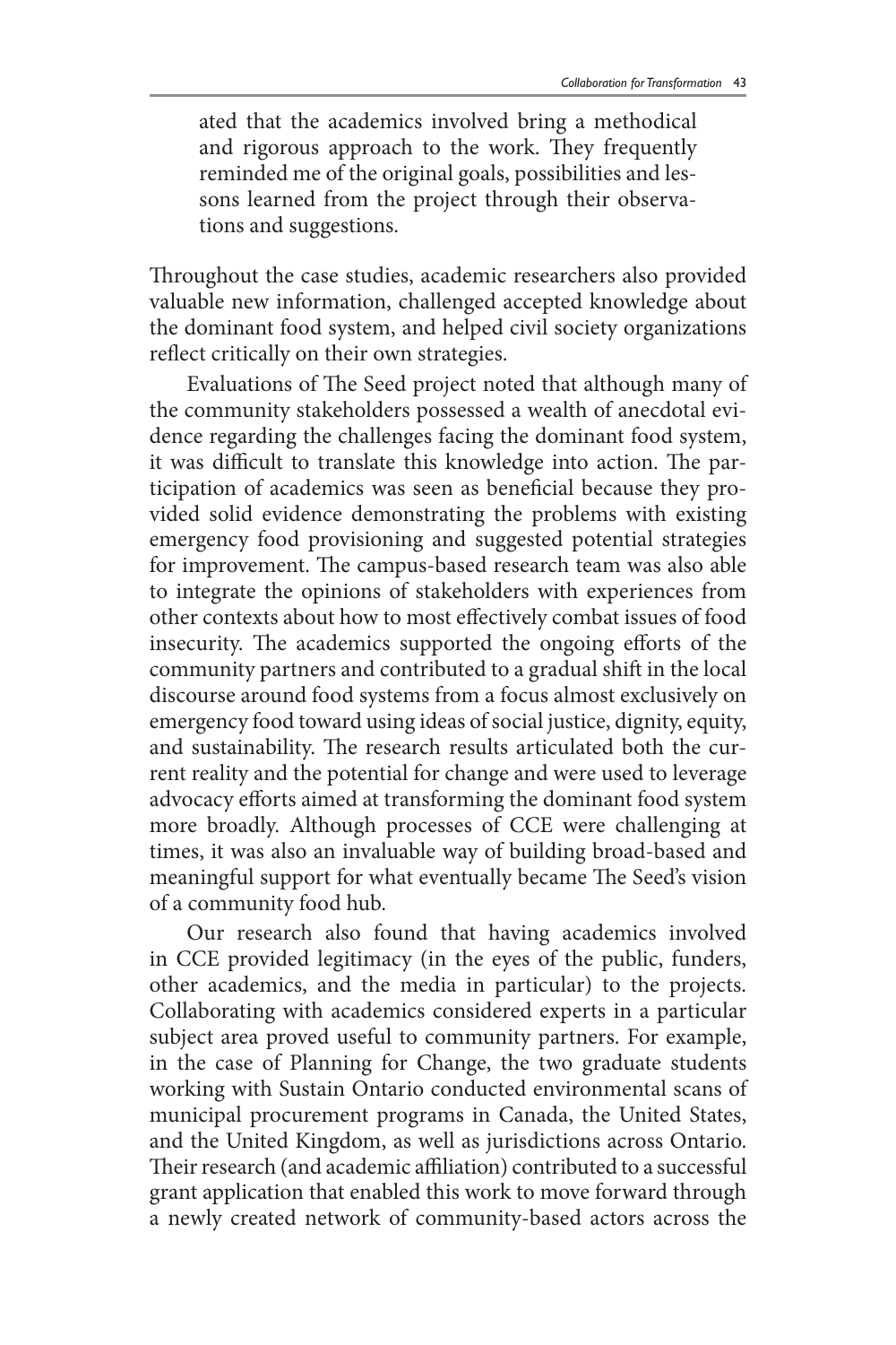ated that the academics involved bring a methodical and rigorous approach to the work. They frequently reminded me of the original goals, possibilities and lessons learned from the project through their observations and suggestions.

Throughout the case studies, academic researchers also provided valuable new information, challenged accepted knowledge about the dominant food system, and helped civil society organizations reflect critically on their own strategies.

Evaluations of The Seed project noted that although many of the community stakeholders possessed a wealth of anecdotal evidence regarding the challenges facing the dominant food system, it was difficult to translate this knowledge into action. The participation of academics was seen as beneficial because they provided solid evidence demonstrating the problems with existing emergency food provisioning and suggested potential strategies for improvement. The campus-based research team was also able to integrate the opinions of stakeholders with experiences from other contexts about how to most effectively combat issues of food insecurity. The academics supported the ongoing efforts of the community partners and contributed to a gradual shift in the local discourse around food systems from a focus almost exclusively on emergency food toward using ideas of social justice, dignity, equity, and sustainability. The research results articulated both the current reality and the potential for change and were used to leverage advocacy efforts aimed at transforming the dominant food system more broadly. Although processes of CCE were challenging at times, it was also an invaluable way of building broad-based and meaningful support for what eventually became The Seed's vision of a community food hub.

Our research also found that having academics involved in CCE provided legitimacy (in the eyes of the public, funders, other academics, and the media in particular) to the projects. Collaborating with academics considered experts in a particular subject area proved useful to community partners. For example, in the case of Planning for Change, the two graduate students working with Sustain Ontario conducted environmental scans of municipal procurement programs in Canada, the United States, and the United Kingdom, as well as jurisdictions across Ontario. Their research (and academic affiliation) contributed to a successful grant application that enabled this work to move forward through a newly created network of community-based actors across the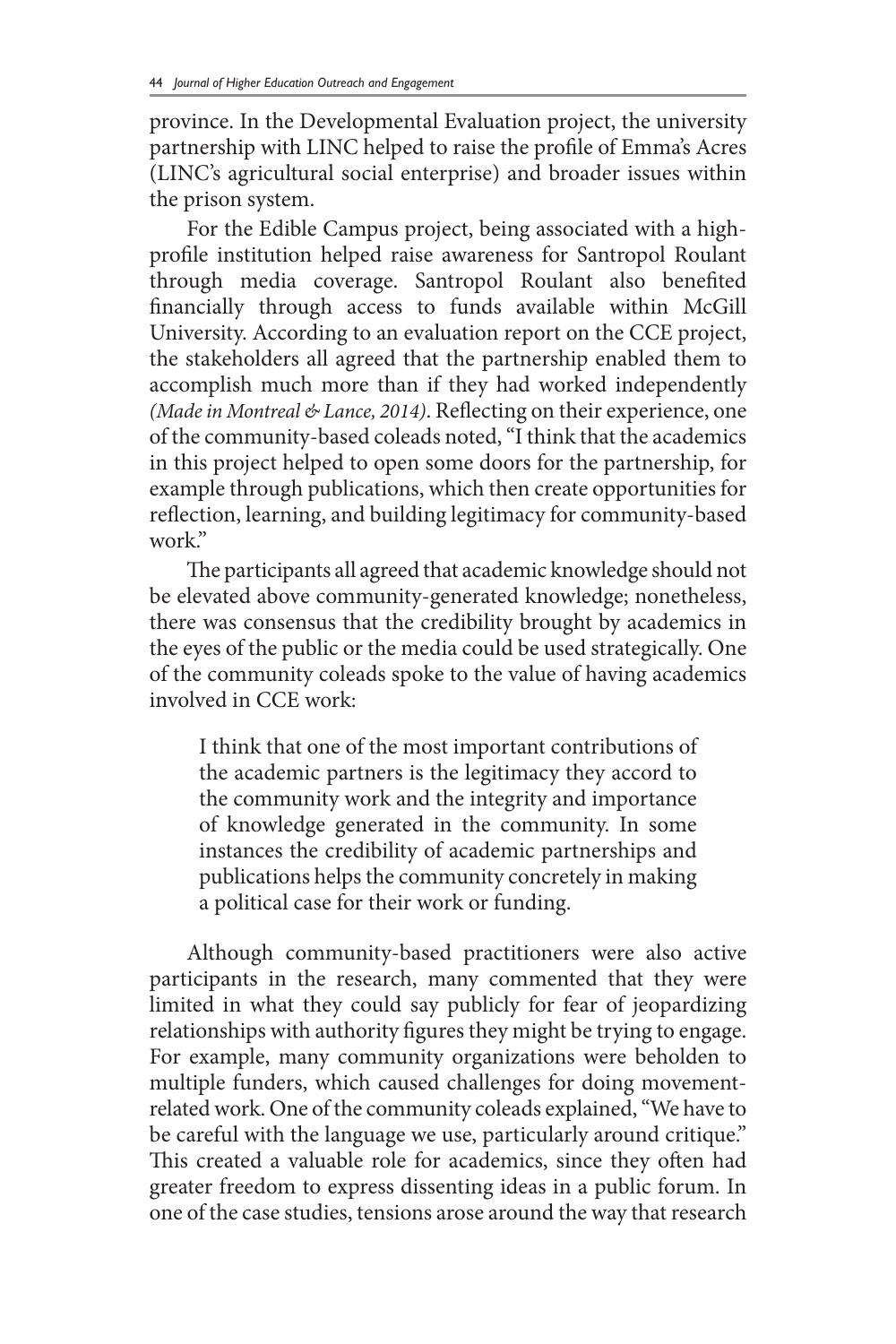province. In the Developmental Evaluation project, the university partnership with LINC helped to raise the profile of Emma's Acres (LINC's agricultural social enterprise) and broader issues within the prison system.

For the Edible Campus project, being associated with a high-profile institution helped raise awareness for Santropol Roulant through media coverage. Santropol Roulant also benefited financially through access to funds available within McGill University. According to an evaluation report on the CCE project, the stakeholders all agreed that the partnership enabled them to accomplish much more than if they had worked independently *(Made in Montreal & Lance, 2014)*. Reflecting on their experience, one of the community-based coleads noted, "I think that the academics in this project helped to open some doors for the partnership, for example through publications, which then create opportunities for reflection, learning, and building legitimacy for community-based work."

The participants all agreed that academic knowledge should not be elevated above community-generated knowledge; nonetheless, there was consensus that the credibility brought by academics in the eyes of the public or the media could be used strategically. One of the community coleads spoke to the value of having academics involved in CCE work:

> I think that one of the most important contributions of the academic partners is the legitimacy they accord to the community work and the integrity and importance of knowledge generated in the community. In some instances the credibility of academic partnerships and publications helps the community concretely in making a political case for their work or funding.

Although community-based practitioners were also active participants in the research, many commented that they were limited in what they could say publicly for fear of jeopardizing relationships with authority figures they might be trying to engage. For example, many community organizations were beholden to multiple funders, which caused challenges for doing movement-related work. One of the community coleads explained, "We have to be careful with the language we use, particularly around critique." This created a valuable role for academics, since they often had greater freedom to express dissenting ideas in a public forum. In one of the case studies, tensions arose around the way that research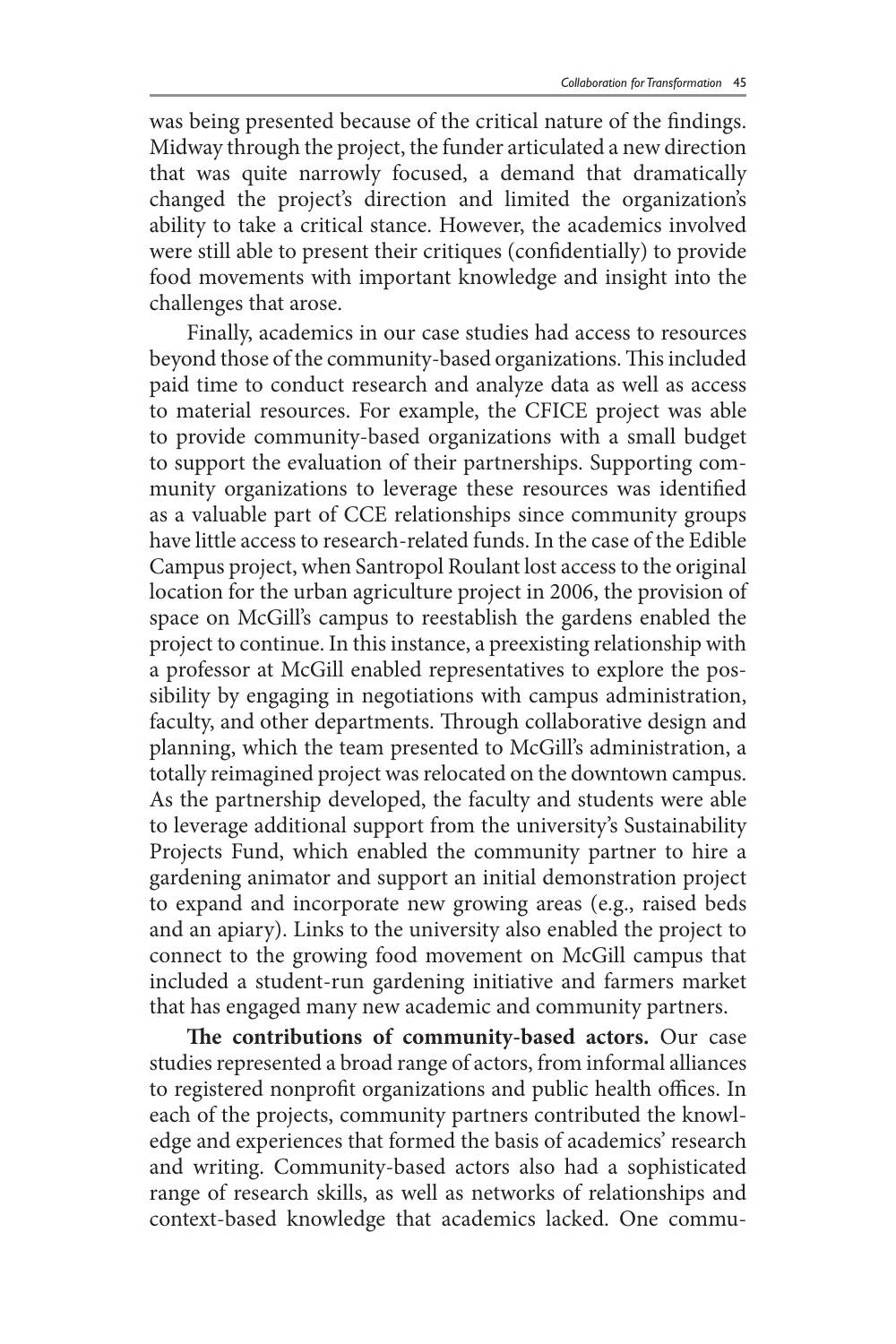was being presented because of the critical nature of the findings. Midway through the project, the funder articulated a new direction that was quite narrowly focused, a demand that dramatically changed the project's direction and limited the organization's ability to take a critical stance. However, the academics involved were still able to present their critiques (confidentially) to provide food movements with important knowledge and insight into the challenges that arose.

Finally, academics in our case studies had access to resources beyond those of the community-based organizations. This included paid time to conduct research and analyze data as well as access to material resources. For example, the CFICE project was able to provide community-based organizations with a small budget to support the evaluation of their partnerships. Supporting community organizations to leverage these resources was identified as a valuable part of CCE relationships since community groups have little access to research-related funds. In the case of the Edible Campus project, when Santropol Roulant lost access to the original location for the urban agriculture project in 2006, the provision of space on McGill's campus to reestablish the gardens enabled the project to continue. In this instance, a preexisting relationship with a professor at McGill enabled representatives to explore the possibility by engaging in negotiations with campus administration, faculty, and other departments. Through collaborative design and planning, which the team presented to McGill's administration, a totally reimagined project was relocated on the downtown campus. As the partnership developed, the faculty and students were able to leverage additional support from the university's Sustainability Projects Fund, which enabled the community partner to hire a gardening animator and support an initial demonstration project to expand and incorporate new growing areas (e.g., raised beds and an apiary). Links to the university also enabled the project to connect to the growing food movement on McGill campus that included a student-run gardening initiative and farmers market that has engaged many new academic and community partners.

**The contributions of community-based actors.** Our case studies represented a broad range of actors, from informal alliances to registered nonprofit organizations and public health offices. In each of the projects, community partners contributed the knowledge and experiences that formed the basis of academics' research and writing. Community-based actors also had a sophisticated range of research skills, as well as networks of relationships and context-based knowledge that academics lacked. One commu-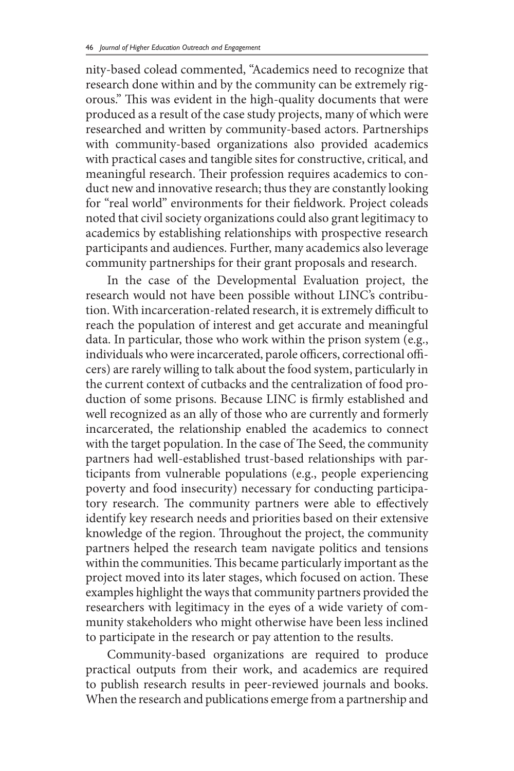nity-based colead commented, "Academics need to recognize that research done within and by the community can be extremely rigorous." This was evident in the high-quality documents that were produced as a result of the case study projects, many of which were researched and written by community-based actors. Partnerships with community-based organizations also provided academics with practical cases and tangible sites for constructive, critical, and meaningful research. Their profession requires academics to conduct new and innovative research; thus they are constantly looking for "real world" environments for their fieldwork. Project coleads noted that civil society organizations could also grant legitimacy to academics by establishing relationships with prospective research participants and audiences. Further, many academics also leverage community partnerships for their grant proposals and research.

In the case of the Developmental Evaluation project, the research would not have been possible without LINC's contribution. With incarceration-related research, it is extremely difficult to reach the population of interest and get accurate and meaningful data. In particular, those who work within the prison system (e.g., individuals who were incarcerated, parole officers, correctional officers) are rarely willing to talk about the food system, particularly in the current context of cutbacks and the centralization of food production of some prisons. Because LINC is firmly established and well recognized as an ally of those who are currently and formerly incarcerated, the relationship enabled the academics to connect with the target population. In the case of The Seed, the community partners had well-established trust-based relationships with participants from vulnerable populations (e.g., people experiencing poverty and food insecurity) necessary for conducting participatory research. The community partners were able to effectively identify key research needs and priorities based on their extensive knowledge of the region. Throughout the project, the community partners helped the research team navigate politics and tensions within the communities. This became particularly important as the project moved into its later stages, which focused on action. These examples highlight the ways that community partners provided the researchers with legitimacy in the eyes of a wide variety of community stakeholders who might otherwise have been less inclined to participate in the research or pay attention to the results.

Community-based organizations are required to produce practical outputs from their work, and academics are required to publish research results in peer-reviewed journals and books. When the research and publications emerge from a partnership and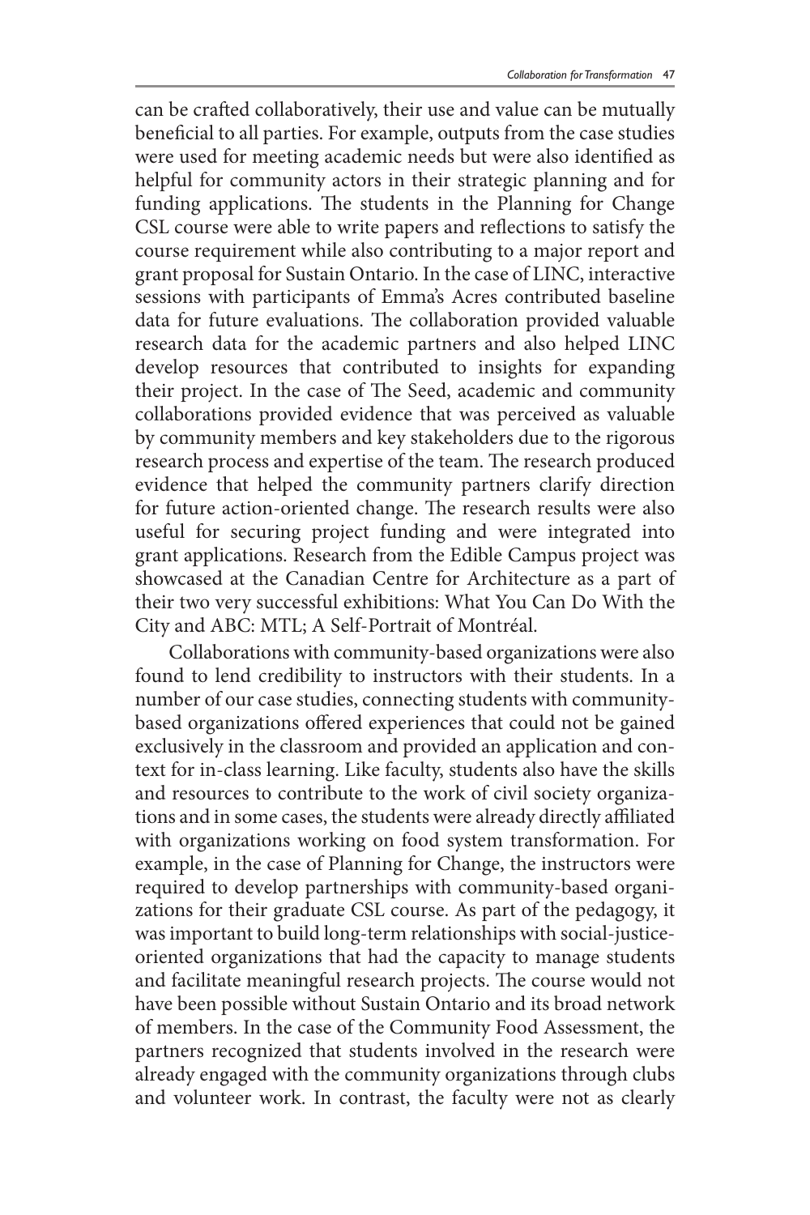can be crafted collaboratively, their use and value can be mutually beneficial to all parties. For example, outputs from the case studies were used for meeting academic needs but were also identified as helpful for community actors in their strategic planning and for funding applications. The students in the Planning for Change CSL course were able to write papers and reflections to satisfy the course requirement while also contributing to a major report and grant proposal for Sustain Ontario. In the case of LINC, interactive sessions with participants of Emma's Acres contributed baseline data for future evaluations. The collaboration provided valuable research data for the academic partners and also helped LINC develop resources that contributed to insights for expanding their project. In the case of The Seed, academic and community collaborations provided evidence that was perceived as valuable by community members and key stakeholders due to the rigorous research process and expertise of the team. The research produced evidence that helped the community partners clarify direction for future action-oriented change. The research results were also useful for securing project funding and were integrated into grant applications. Research from the Edible Campus project was showcased at the Canadian Centre for Architecture as a part of their two very successful exhibitions: What You Can Do With the City and ABC: MTL; A Self-Portrait of Montréal.

Collaborations with community-based organizations were also found to lend credibility to instructors with their students. In a number of our case studies, connecting students with community-based organizations offered experiences that could not be gained exclusively in the classroom and provided an application and context for in-class learning. Like faculty, students also have the skills and resources to contribute to the work of civil society organizations and in some cases, the students were already directly affiliated with organizations working on food system transformation. For example, in the case of Planning for Change, the instructors were required to develop partnerships with community-based organizations for their graduate CSL course. As part of the pedagogy, it was important to build long-term relationships with social-justice-oriented organizations that had the capacity to manage students and facilitate meaningful research projects. The course would not have been possible without Sustain Ontario and its broad network of members. In the case of the Community Food Assessment, the partners recognized that students involved in the research were already engaged with the community organizations through clubs and volunteer work. In contrast, the faculty were not as clearly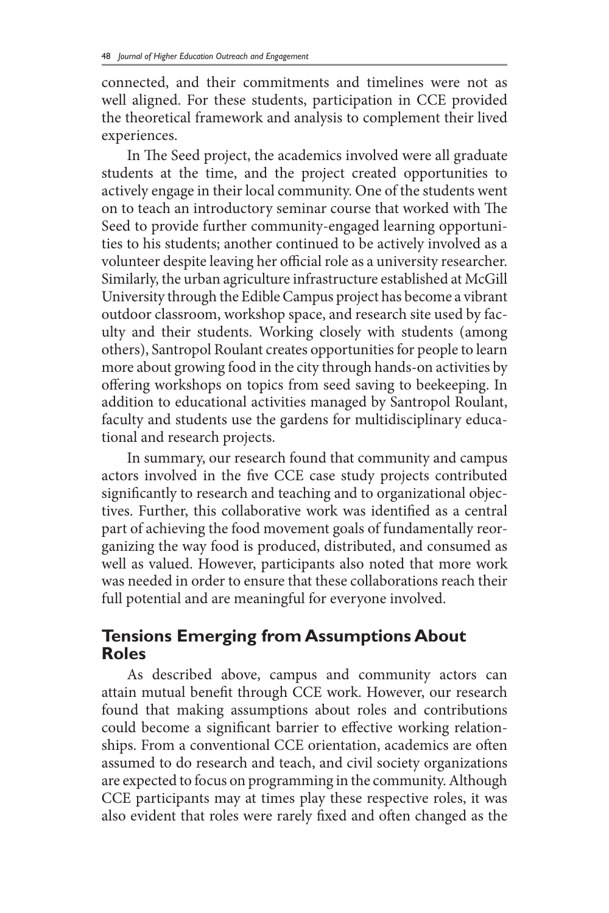connected, and their commitments and timelines were not as well aligned. For these students, participation in CCE provided the theoretical framework and analysis to complement their lived experiences.

In The Seed project, the academics involved were all graduate students at the time, and the project created opportunities to actively engage in their local community. One of the students went on to teach an introductory seminar course that worked with The Seed to provide further community-engaged learning opportunities to his students; another continued to be actively involved as a volunteer despite leaving her official role as a university researcher. Similarly, the urban agriculture infrastructure established at McGill University through the Edible Campus project has become a vibrant outdoor classroom, workshop space, and research site used by faculty and their students. Working closely with students (among others), Santropol Roulant creates opportunities for people to learn more about growing food in the city through hands-on activities by offering workshops on topics from seed saving to beekeeping. In addition to educational activities managed by Santropol Roulant, faculty and students use the gardens for multidisciplinary educational and research projects.

In summary, our research found that community and campus actors involved in the five CCE case study projects contributed significantly to research and teaching and to organizational objectives. Further, this collaborative work was identified as a central part of achieving the food movement goals of fundamentally reorganizing the way food is produced, distributed, and consumed as well as valued. However, participants also noted that more work was needed in order to ensure that these collaborations reach their full potential and are meaningful for everyone involved.

## Tensions Emerging from Assumptions About Roles

As described above, campus and community actors can attain mutual benefit through CCE work. However, our research found that making assumptions about roles and contributions could become a significant barrier to effective working relationships. From a conventional CCE orientation, academics are often assumed to do research and teach, and civil society organizations are expected to focus on programming in the community. Although CCE participants may at times play these respective roles, it was also evident that roles were rarely fixed and often changed as the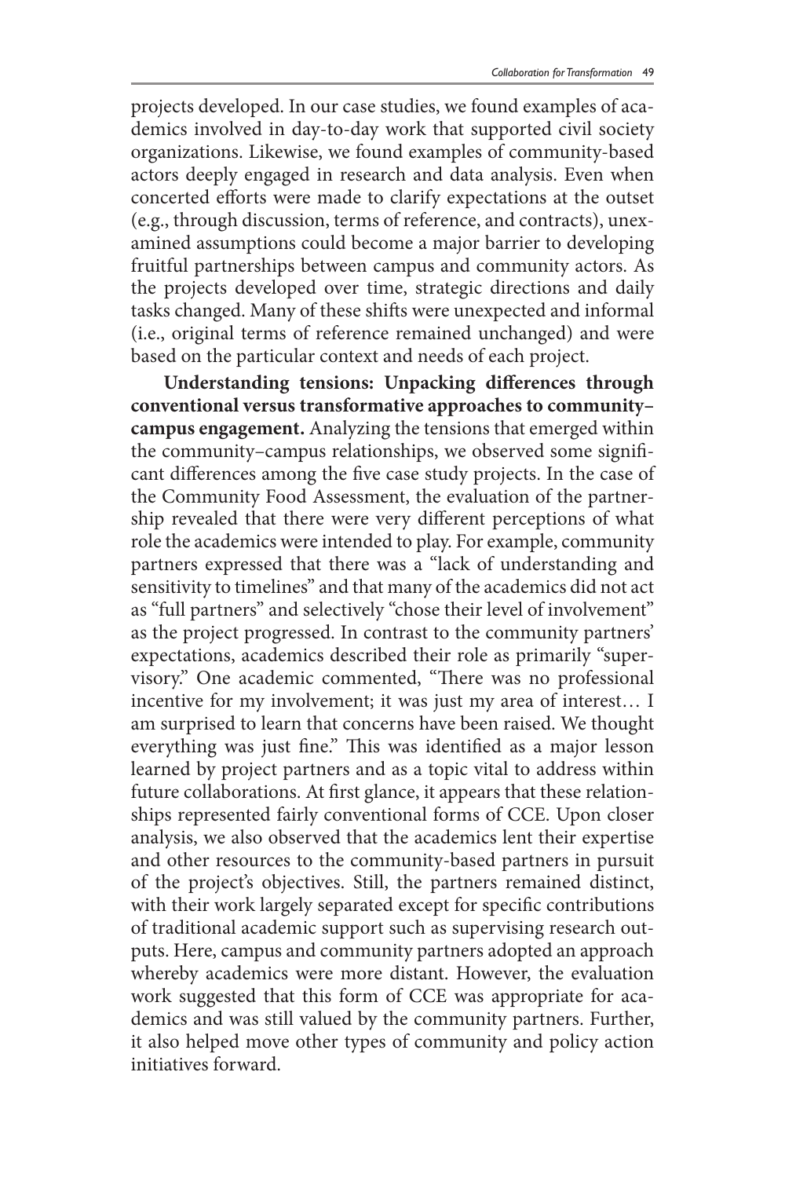projects developed. In our case studies, we found examples of academics involved in day-to-day work that supported civil society organizations. Likewise, we found examples of community-based actors deeply engaged in research and data analysis. Even when concerted efforts were made to clarify expectations at the outset (e.g., through discussion, terms of reference, and contracts), unexamined assumptions could become a major barrier to developing fruitful partnerships between campus and community actors. As the projects developed over time, strategic directions and daily tasks changed. Many of these shifts were unexpected and informal (i.e., original terms of reference remained unchanged) and were based on the particular context and needs of each project.

**Understanding tensions: Unpacking differences through conventional versus transformative approaches to community–campus engagement.** Analyzing the tensions that emerged within the community–campus relationships, we observed some significant differences among the five case study projects. In the case of the Community Food Assessment, the evaluation of the partnership revealed that there were very different perceptions of what role the academics were intended to play. For example, community partners expressed that there was a "lack of understanding and sensitivity to timelines" and that many of the academics did not act as "full partners" and selectively "chose their level of involvement" as the project progressed. In contrast to the community partners' expectations, academics described their role as primarily "supervisory." One academic commented, "There was no professional incentive for my involvement; it was just my area of interest… I am surprised to learn that concerns have been raised. We thought everything was just fine." This was identified as a major lesson learned by project partners and as a topic vital to address within future collaborations. At first glance, it appears that these relationships represented fairly conventional forms of CCE. Upon closer analysis, we also observed that the academics lent their expertise and other resources to the community-based partners in pursuit of the project's objectives. Still, the partners remained distinct, with their work largely separated except for specific contributions of traditional academic support such as supervising research outputs. Here, campus and community partners adopted an approach whereby academics were more distant. However, the evaluation work suggested that this form of CCE was appropriate for academics and was still valued by the community partners. Further, it also helped move other types of community and policy action initiatives forward.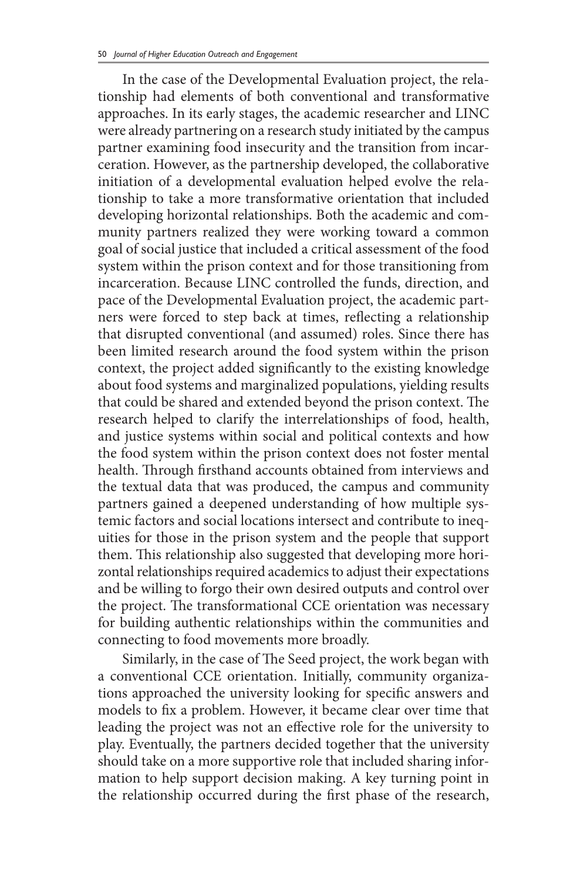In the case of the Developmental Evaluation project, the relationship had elements of both conventional and transformative approaches. In its early stages, the academic researcher and LINC were already partnering on a research study initiated by the campus partner examining food insecurity and the transition from incarceration. However, as the partnership developed, the collaborative initiation of a developmental evaluation helped evolve the relationship to take a more transformative orientation that included developing horizontal relationships. Both the academic and community partners realized they were working toward a common goal of social justice that included a critical assessment of the food system within the prison context and for those transitioning from incarceration. Because LINC controlled the funds, direction, and pace of the Developmental Evaluation project, the academic partners were forced to step back at times, reflecting a relationship that disrupted conventional (and assumed) roles. Since there has been limited research around the food system within the prison context, the project added significantly to the existing knowledge about food systems and marginalized populations, yielding results that could be shared and extended beyond the prison context. The research helped to clarify the interrelationships of food, health, and justice systems within social and political contexts and how the food system within the prison context does not foster mental health. Through firsthand accounts obtained from interviews and the textual data that was produced, the campus and community partners gained a deepened understanding of how multiple systemic factors and social locations intersect and contribute to inequities for those in the prison system and the people that support them. This relationship also suggested that developing more horizontal relationships required academics to adjust their expectations and be willing to forgo their own desired outputs and control over the project. The transformational CCE orientation was necessary for building authentic relationships within the communities and connecting to food movements more broadly.

Similarly, in the case of The Seed project, the work began with a conventional CCE orientation. Initially, community organizations approached the university looking for specific answers and models to fix a problem. However, it became clear over time that leading the project was not an effective role for the university to play. Eventually, the partners decided together that the university should take on a more supportive role that included sharing information to help support decision making. A key turning point in the relationship occurred during the first phase of the research,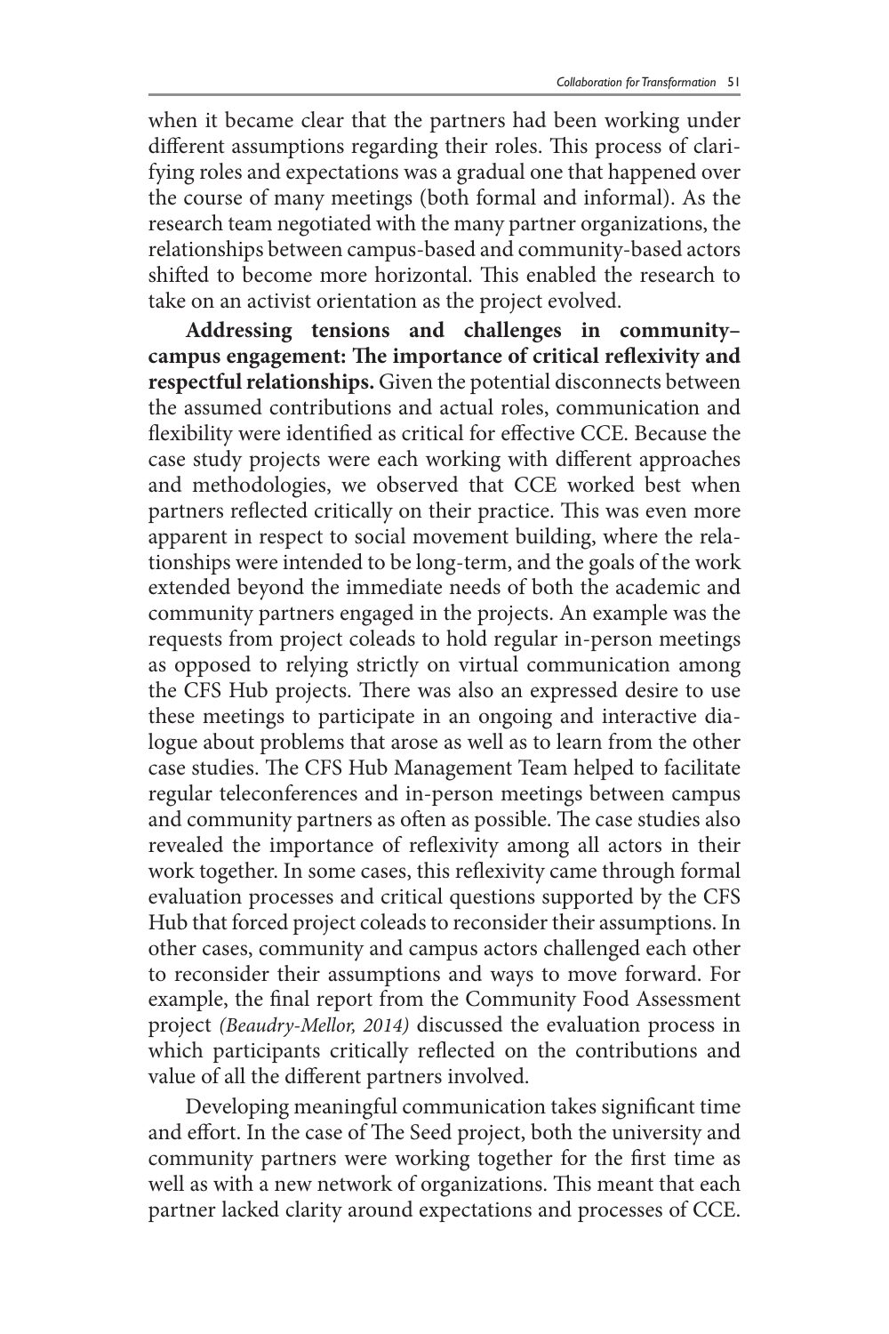when it became clear that the partners had been working under different assumptions regarding their roles. This process of clarifying roles and expectations was a gradual one that happened over the course of many meetings (both formal and informal). As the research team negotiated with the many partner organizations, the relationships between campus-based and community-based actors shifted to become more horizontal. This enabled the research to take on an activist orientation as the project evolved.

**Addressing tensions and challenges in community–campus engagement: The importance of critical reflexivity and respectful relationships.** Given the potential disconnects between the assumed contributions and actual roles, communication and flexibility were identified as critical for effective CCE. Because the case study projects were each working with different approaches and methodologies, we observed that CCE worked best when partners reflected critically on their practice. This was even more apparent in respect to social movement building, where the relationships were intended to be long-term, and the goals of the work extended beyond the immediate needs of both the academic and community partners engaged in the projects. An example was the requests from project coleads to hold regular in-person meetings as opposed to relying strictly on virtual communication among the CFS Hub projects. There was also an expressed desire to use these meetings to participate in an ongoing and interactive dialogue about problems that arose as well as to learn from the other case studies. The CFS Hub Management Team helped to facilitate regular teleconferences and in-person meetings between campus and community partners as often as possible. The case studies also revealed the importance of reflexivity among all actors in their work together. In some cases, this reflexivity came through formal evaluation processes and critical questions supported by the CFS Hub that forced project coleads to reconsider their assumptions. In other cases, community and campus actors challenged each other to reconsider their assumptions and ways to move forward. For example, the final report from the Community Food Assessment project *(Beaudry-Mellor, 2014)* discussed the evaluation process in which participants critically reflected on the contributions and value of all the different partners involved.

Developing meaningful communication takes significant time and effort. In the case of The Seed project, both the university and community partners were working together for the first time as well as with a new network of organizations. This meant that each partner lacked clarity around expectations and processes of CCE.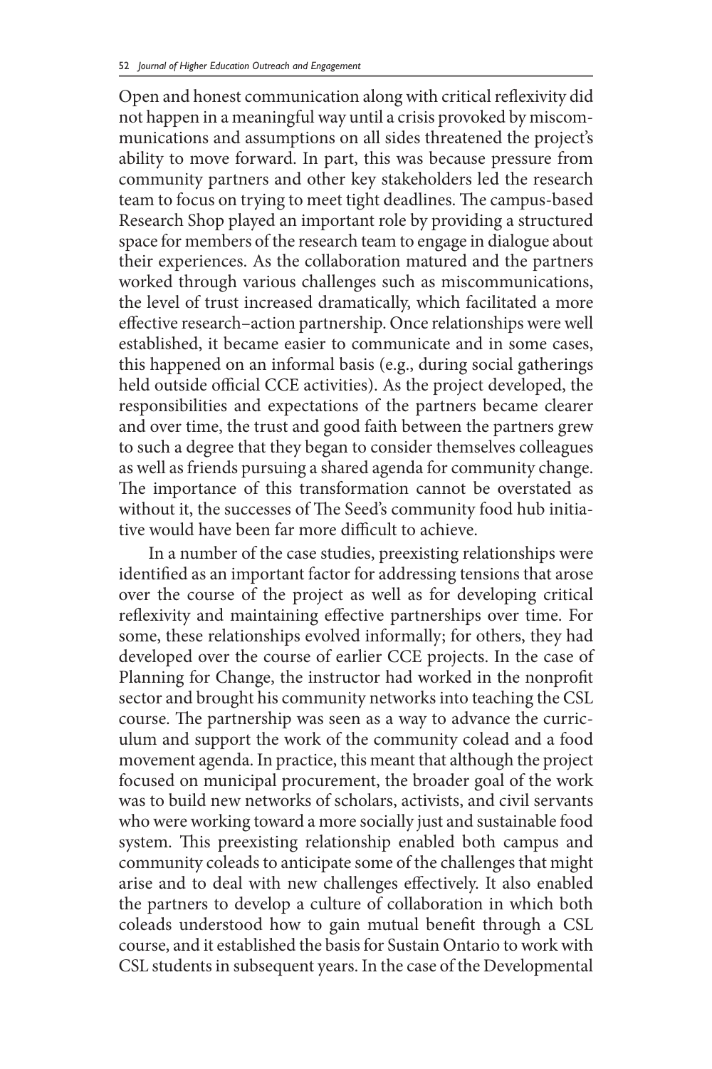Open and honest communication along with critical reflexivity did not happen in a meaningful way until a crisis provoked by miscommunications and assumptions on all sides threatened the project's ability to move forward. In part, this was because pressure from community partners and other key stakeholders led the research team to focus on trying to meet tight deadlines. The campus-based Research Shop played an important role by providing a structured space for members of the research team to engage in dialogue about their experiences. As the collaboration matured and the partners worked through various challenges such as miscommunications, the level of trust increased dramatically, which facilitated a more effective research–action partnership. Once relationships were well established, it became easier to communicate and in some cases, this happened on an informal basis (e.g., during social gatherings held outside official CCE activities). As the project developed, the responsibilities and expectations of the partners became clearer and over time, the trust and good faith between the partners grew to such a degree that they began to consider themselves colleagues as well as friends pursuing a shared agenda for community change. The importance of this transformation cannot be overstated as without it, the successes of The Seed's community food hub initiative would have been far more difficult to achieve.

In a number of the case studies, preexisting relationships were identified as an important factor for addressing tensions that arose over the course of the project as well as for developing critical reflexivity and maintaining effective partnerships over time. For some, these relationships evolved informally; for others, they had developed over the course of earlier CCE projects. In the case of Planning for Change, the instructor had worked in the nonprofit sector and brought his community networks into teaching the CSL course. The partnership was seen as a way to advance the curriculum and support the work of the community colead and a food movement agenda. In practice, this meant that although the project focused on municipal procurement, the broader goal of the work was to build new networks of scholars, activists, and civil servants who were working toward a more socially just and sustainable food system. This preexisting relationship enabled both campus and community coleads to anticipate some of the challenges that might arise and to deal with new challenges effectively. It also enabled the partners to develop a culture of collaboration in which both coleads understood how to gain mutual benefit through a CSL course, and it established the basis for Sustain Ontario to work with CSL students in subsequent years. In the case of the Developmental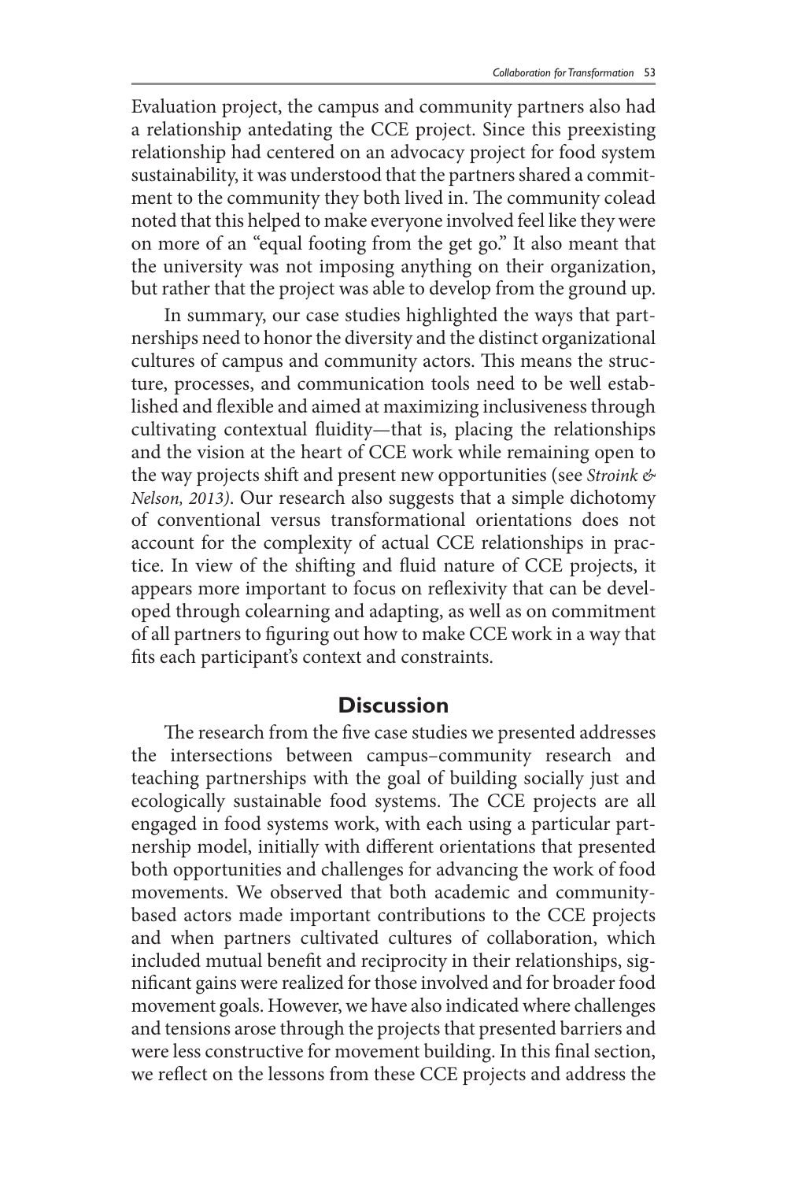Evaluation project, the campus and community partners also had a relationship antedating the CCE project. Since this preexisting relationship had centered on an advocacy project for food system sustainability, it was understood that the partners shared a commitment to the community they both lived in. The community colead noted that this helped to make everyone involved feel like they were on more of an "equal footing from the get go." It also meant that the university was not imposing anything on their organization, but rather that the project was able to develop from the ground up.

In summary, our case studies highlighted the ways that partnerships need to honor the diversity and the distinct organizational cultures of campus and community actors. This means the structure, processes, and communication tools need to be well established and flexible and aimed at maximizing inclusiveness through cultivating contextual fluidity—that is, placing the relationships and the vision at the heart of CCE work while remaining open to the way projects shift and present new opportunities (see *Stroink & Nelson, 2013*). Our research also suggests that a simple dichotomy of conventional versus transformational orientations does not account for the complexity of actual CCE relationships in practice. In view of the shifting and fluid nature of CCE projects, it appears more important to focus on reflexivity that can be developed through colearning and adapting, as well as on commitment of all partners to figuring out how to make CCE work in a way that fits each participant's context and constraints.

## Discussion

The research from the five case studies we presented addresses the intersections between campus–community research and teaching partnerships with the goal of building socially just and ecologically sustainable food systems. The CCE projects are all engaged in food systems work, with each using a particular partnership model, initially with different orientations that presented both opportunities and challenges for advancing the work of food movements. We observed that both academic and community-based actors made important contributions to the CCE projects and when partners cultivated cultures of collaboration, which included mutual benefit and reciprocity in their relationships, significant gains were realized for those involved and for broader food movement goals. However, we have also indicated where challenges and tensions arose through the projects that presented barriers and were less constructive for movement building. In this final section, we reflect on the lessons from these CCE projects and address the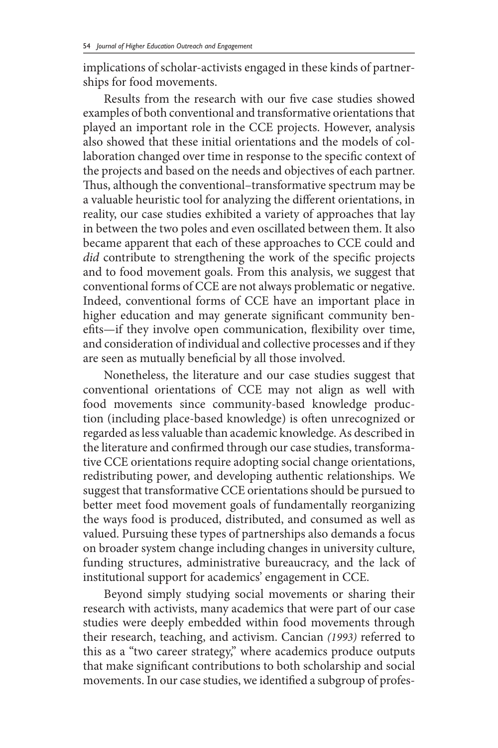implications of scholar-activists engaged in these kinds of partnerships for food movements.

Results from the research with our five case studies showed examples of both conventional and transformative orientations that played an important role in the CCE projects. However, analysis also showed that these initial orientations and the models of collaboration changed over time in response to the specific context of the projects and based on the needs and objectives of each partner. Thus, although the conventional–transformative spectrum may be a valuable heuristic tool for analyzing the different orientations, in reality, our case studies exhibited a variety of approaches that lay in between the two poles and even oscillated between them. It also became apparent that each of these approaches to CCE could and *did* contribute to strengthening the work of the specific projects and to food movement goals. From this analysis, we suggest that conventional forms of CCE are not always problematic or negative. Indeed, conventional forms of CCE have an important place in higher education and may generate significant community benefits—if they involve open communication, flexibility over time, and consideration of individual and collective processes and if they are seen as mutually beneficial by all those involved.

Nonetheless, the literature and our case studies suggest that conventional orientations of CCE may not align as well with food movements since community-based knowledge production (including place-based knowledge) is often unrecognized or regarded as less valuable than academic knowledge. As described in the literature and confirmed through our case studies, transformative CCE orientations require adopting social change orientations, redistributing power, and developing authentic relationships. We suggest that transformative CCE orientations should be pursued to better meet food movement goals of fundamentally reorganizing the ways food is produced, distributed, and consumed as well as valued. Pursuing these types of partnerships also demands a focus on broader system change including changes in university culture, funding structures, administrative bureaucracy, and the lack of institutional support for academics' engagement in CCE.

Beyond simply studying social movements or sharing their research with activists, many academics that were part of our case studies were deeply embedded within food movements through their research, teaching, and activism. Cancian *(1993)* referred to this as a "two career strategy," where academics produce outputs that make significant contributions to both scholarship and social movements. In our case studies, we identified a subgroup of profes-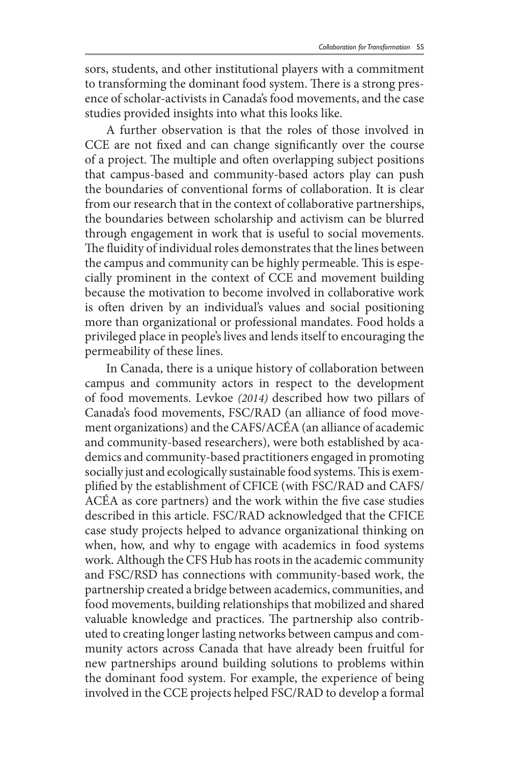sors, students, and other institutional players with a commitment to transforming the dominant food system. There is a strong presence of scholar-activists in Canada's food movements, and the case studies provided insights into what this looks like.

A further observation is that the roles of those involved in CCE are not fixed and can change significantly over the course of a project. The multiple and often overlapping subject positions that campus-based and community-based actors play can push the boundaries of conventional forms of collaboration. It is clear from our research that in the context of collaborative partnerships, the boundaries between scholarship and activism can be blurred through engagement in work that is useful to social movements. The fluidity of individual roles demonstrates that the lines between the campus and community can be highly permeable. This is especially prominent in the context of CCE and movement building because the motivation to become involved in collaborative work is often driven by an individual's values and social positioning more than organizational or professional mandates. Food holds a privileged place in people's lives and lends itself to encouraging the permeability of these lines.

In Canada, there is a unique history of collaboration between campus and community actors in respect to the development of food movements. Levkoe *(2014)* described how two pillars of Canada's food movements, FSC/RAD (an alliance of food movement organizations) and the CAFS/ACÉA (an alliance of academic and community-based researchers), were both established by academics and community-based practitioners engaged in promoting socially just and ecologically sustainable food systems. This is exemplified by the establishment of CFICE (with FSC/RAD and CAFS/ACÉA as core partners) and the work within the five case studies described in this article. FSC/RAD acknowledged that the CFICE case study projects helped to advance organizational thinking on when, how, and why to engage with academics in food systems work. Although the CFS Hub has roots in the academic community and FSC/RSD has connections with community-based work, the partnership created a bridge between academics, communities, and food movements, building relationships that mobilized and shared valuable knowledge and practices. The partnership also contributed to creating longer lasting networks between campus and community actors across Canada that have already been fruitful for new partnerships around building solutions to problems within the dominant food system. For example, the experience of being involved in the CCE projects helped FSC/RAD to develop a formal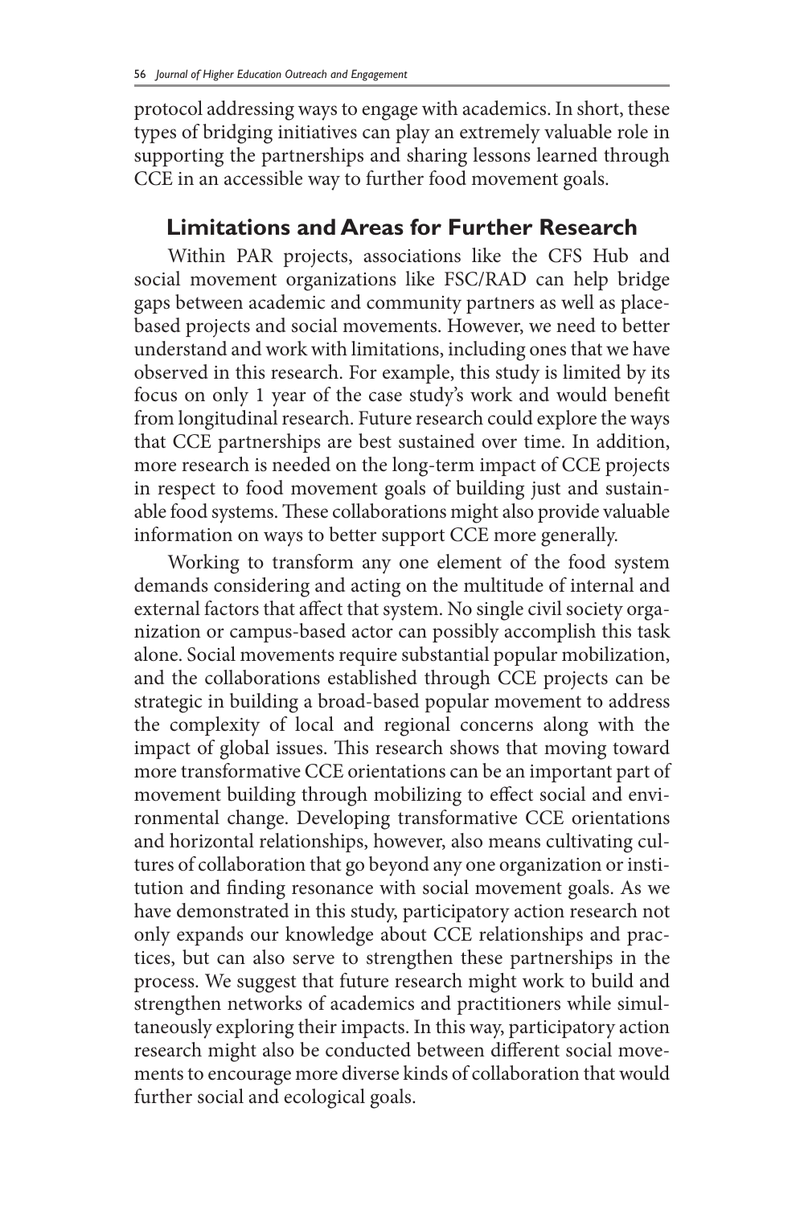protocol addressing ways to engage with academics. In short, these types of bridging initiatives can play an extremely valuable role in supporting the partnerships and sharing lessons learned through CCE in an accessible way to further food movement goals.

## Limitations and Areas for Further Research

Within PAR projects, associations like the CFS Hub and social movement organizations like FSC/RAD can help bridge gaps between academic and community partners as well as place-based projects and social movements. However, we need to better understand and work with limitations, including ones that we have observed in this research. For example, this study is limited by its focus on only 1 year of the case study's work and would benefit from longitudinal research. Future research could explore the ways that CCE partnerships are best sustained over time. In addition, more research is needed on the long-term impact of CCE projects in respect to food movement goals of building just and sustainable food systems. These collaborations might also provide valuable information on ways to better support CCE more generally.

Working to transform any one element of the food system demands considering and acting on the multitude of internal and external factors that affect that system. No single civil society organization or campus-based actor can possibly accomplish this task alone. Social movements require substantial popular mobilization, and the collaborations established through CCE projects can be strategic in building a broad-based popular movement to address the complexity of local and regional concerns along with the impact of global issues. This research shows that moving toward more transformative CCE orientations can be an important part of movement building through mobilizing to effect social and environmental change. Developing transformative CCE orientations and horizontal relationships, however, also means cultivating cultures of collaboration that go beyond any one organization or institution and finding resonance with social movement goals. As we have demonstrated in this study, participatory action research not only expands our knowledge about CCE relationships and practices, but can also serve to strengthen these partnerships in the process. We suggest that future research might work to build and strengthen networks of academics and practitioners while simultaneously exploring their impacts. In this way, participatory action research might also be conducted between different social movements to encourage more diverse kinds of collaboration that would further social and ecological goals.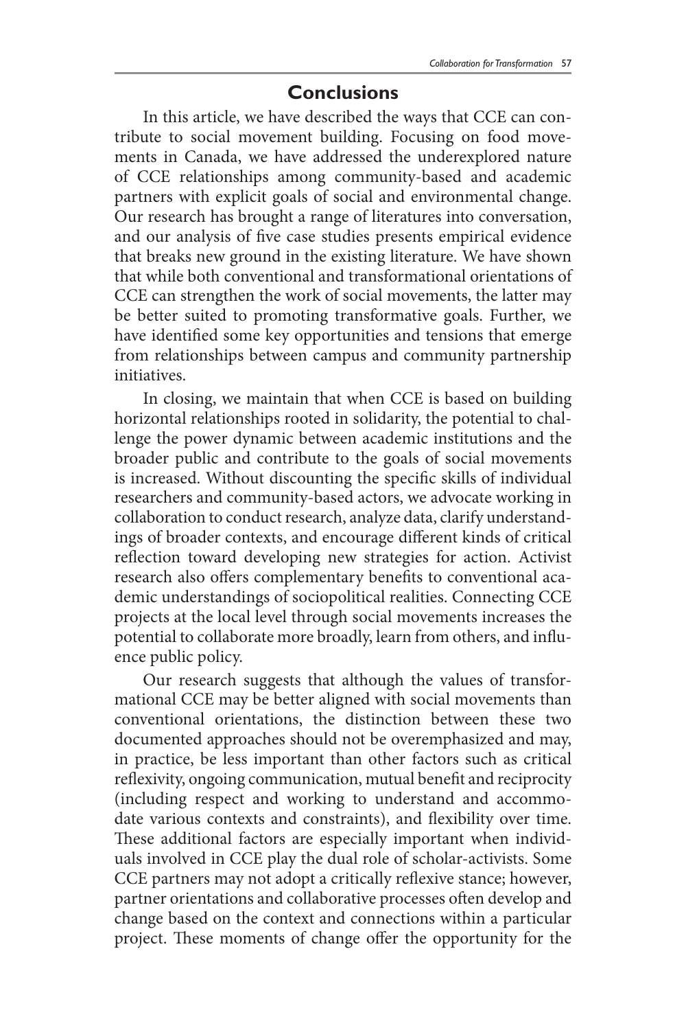## Conclusions

In this article, we have described the ways that CCE can contribute to social movement building. Focusing on food movements in Canada, we have addressed the underexplored nature of CCE relationships among community-based and academic partners with explicit goals of social and environmental change. Our research has brought a range of literatures into conversation, and our analysis of five case studies presents empirical evidence that breaks new ground in the existing literature. We have shown that while both conventional and transformational orientations of CCE can strengthen the work of social movements, the latter may be better suited to promoting transformative goals. Further, we have identified some key opportunities and tensions that emerge from relationships between campus and community partnership initiatives.

In closing, we maintain that when CCE is based on building horizontal relationships rooted in solidarity, the potential to challenge the power dynamic between academic institutions and the broader public and contribute to the goals of social movements is increased. Without discounting the specific skills of individual researchers and community-based actors, we advocate working in collaboration to conduct research, analyze data, clarify understandings of broader contexts, and encourage different kinds of critical reflection toward developing new strategies for action. Activist research also offers complementary benefits to conventional academic understandings of sociopolitical realities. Connecting CCE projects at the local level through social movements increases the potential to collaborate more broadly, learn from others, and influence public policy.

Our research suggests that although the values of transformational CCE may be better aligned with social movements than conventional orientations, the distinction between these two documented approaches should not be overemphasized and may, in practice, be less important than other factors such as critical reflexivity, ongoing communication, mutual benefit and reciprocity (including respect and working to understand and accommodate various contexts and constraints), and flexibility over time. These additional factors are especially important when individuals involved in CCE play the dual role of scholar-activists. Some CCE partners may not adopt a critically reflexive stance; however, partner orientations and collaborative processes often develop and change based on the context and connections within a particular project. These moments of change offer the opportunity for the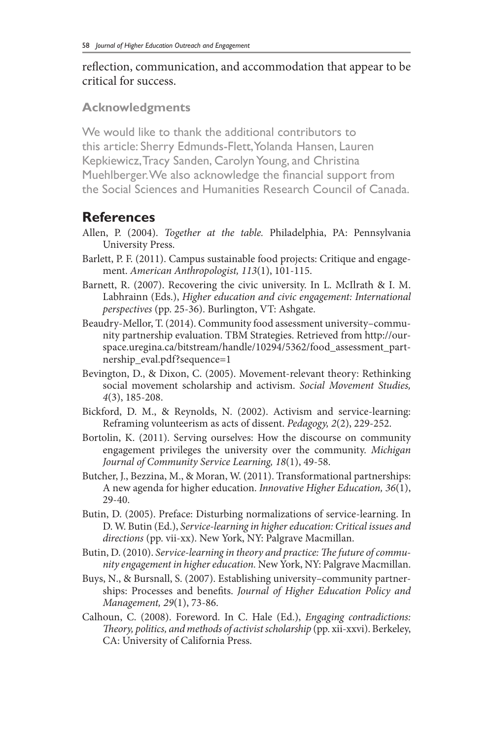reflection, communication, and accommodation that appear to be critical for success.

### Acknowledgments

We would like to thank the additional contributors to this article: Sherry Edmunds-Flett, Yolanda Hansen, Lauren Kepkiewicz, Tracy Sanden, Carolyn Young, and Christina Muehlberger. We also acknowledge the financial support from the Social Sciences and Humanities Research Council of Canada.

## References

Allen, P. (2004). *Together at the table.* Philadelphia, PA: Pennsylvania University Press.

Barlett, P. F. (2011). Campus sustainable food projects: Critique and engagement. *American Anthropologist, 113*(1), 101-115.

Barnett, R. (2007). Recovering the civic university. In L. McIlrath & I. M. Labhrainn (Eds.), *Higher education and civic engagement: International perspectives* (pp. 25-36). Burlington, VT: Ashgate.

Beaudry-Mellor, T. (2014). Community food assessment university–community partnership evaluation. TBM Strategies. Retrieved from http://ourspace.uregina.ca/bitstream/handle/10294/5362/food_assessment_partnership_eval.pdf?sequence=1

Bevington, D., & Dixon, C. (2005). Movement-relevant theory: Rethinking social movement scholarship and activism. *Social Movement Studies, 4*(3), 185-208.

Bickford, D. M., & Reynolds, N. (2002). Activism and service-learning: Reframing volunteerism as acts of dissent. *Pedagogy, 2*(2), 229-252.

Bortolin, K. (2011). Serving ourselves: How the discourse on community engagement privileges the university over the community. *Michigan Journal of Community Service Learning, 18*(1), 49-58.

Butcher, J., Bezzina, M., & Moran, W. (2011). Transformational partnerships: A new agenda for higher education. *Innovative Higher Education, 36*(1), 29-40.

Butin, D. (2005). Preface: Disturbing normalizations of service-learning. In D. W. Butin (Ed.), *Service-learning in higher education: Critical issues and directions* (pp. vii-xx). New York, NY: Palgrave Macmillan.

Butin, D. (2010). *Service-learning in theory and practice: The future of community engagement in higher education.* New York, NY: Palgrave Macmillan.

Buys, N., & Bursnall, S. (2007). Establishing university–community partnerships: Processes and benefits. *Journal of Higher Education Policy and Management, 29*(1), 73-86.

Calhoun, C. (2008). Foreword. In C. Hale (Ed.), *Engaging contradictions: Theory, politics, and methods of activist scholarship* (pp. xii-xxvi). Berkeley, CA: University of California Press.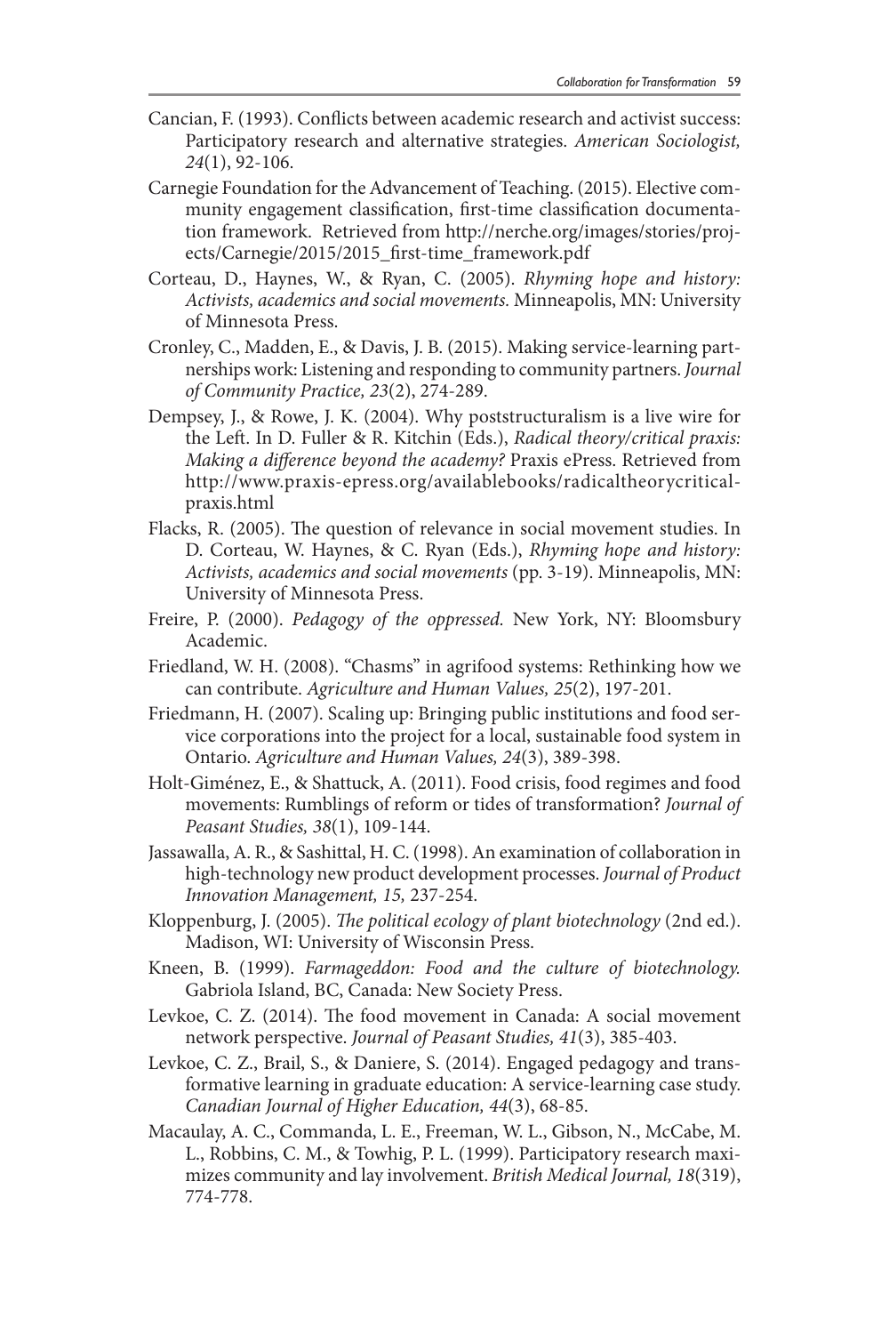Cancian, F. (1993). Conflicts between academic research and activist success: Participatory research and alternative strategies. *American Sociologist, 24*(1), 92-106.

Carnegie Foundation for the Advancement of Teaching. (2015). Elective community engagement classification, first-time classification documentation framework. Retrieved from http://nerche.org/images/stories/projects/Carnegie/2015/2015_first-time_framework.pdf

Corteau, D., Haynes, W., & Ryan, C. (2005). *Rhyming hope and history: Activists, academics and social movements.* Minneapolis, MN: University of Minnesota Press.

Cronley, C., Madden, E., & Davis, J. B. (2015). Making service-learning partnerships work: Listening and responding to community partners. *Journal of Community Practice, 23*(2), 274-289.

Dempsey, J., & Rowe, J. K. (2004). Why poststructuralism is a live wire for the Left. In D. Fuller & R. Kitchin (Eds.), *Radical theory/critical praxis: Making a difference beyond the academy?* Praxis ePress. Retrieved from http://www.praxis-epress.org/availablebooks/radicaltheorycriticalpraxis.html

Flacks, R. (2005). The question of relevance in social movement studies. In D. Corteau, W. Haynes, & C. Ryan (Eds.), *Rhyming hope and history: Activists, academics and social movements* (pp. 3-19). Minneapolis, MN: University of Minnesota Press.

Freire, P. (2000). *Pedagogy of the oppressed.* New York, NY: Bloomsbury Academic.

Friedland, W. H. (2008). "Chasms" in agrifood systems: Rethinking how we can contribute. *Agriculture and Human Values, 25*(2), 197-201.

Friedmann, H. (2007). Scaling up: Bringing public institutions and food service corporations into the project for a local, sustainable food system in Ontario. *Agriculture and Human Values, 24*(3), 389-398.

Holt-Giménez, E., & Shattuck, A. (2011). Food crisis, food regimes and food movements: Rumblings of reform or tides of transformation? *Journal of Peasant Studies, 38*(1), 109-144.

Jassawalla, A. R., & Sashittal, H. C. (1998). An examination of collaboration in high-technology new product development processes. *Journal of Product Innovation Management, 15,* 237-254.

Kloppenburg, J. (2005). *The political ecology of plant biotechnology* (2nd ed.). Madison, WI: University of Wisconsin Press.

Kneen, B. (1999). *Farmageddon: Food and the culture of biotechnology.* Gabriola Island, BC, Canada: New Society Press.

Levkoe, C. Z. (2014). The food movement in Canada: A social movement network perspective. *Journal of Peasant Studies, 41*(3), 385-403.

Levkoe, C. Z., Brail, S., & Daniere, S. (2014). Engaged pedagogy and transformative learning in graduate education: A service-learning case study. *Canadian Journal of Higher Education, 44*(3), 68-85.

Macaulay, A. C., Commanda, L. E., Freeman, W. L., Gibson, N., McCabe, M. L., Robbins, C. M., & Towhig, P. L. (1999). Participatory research maximizes community and lay involvement. *British Medical Journal, 18*(319), 774-778.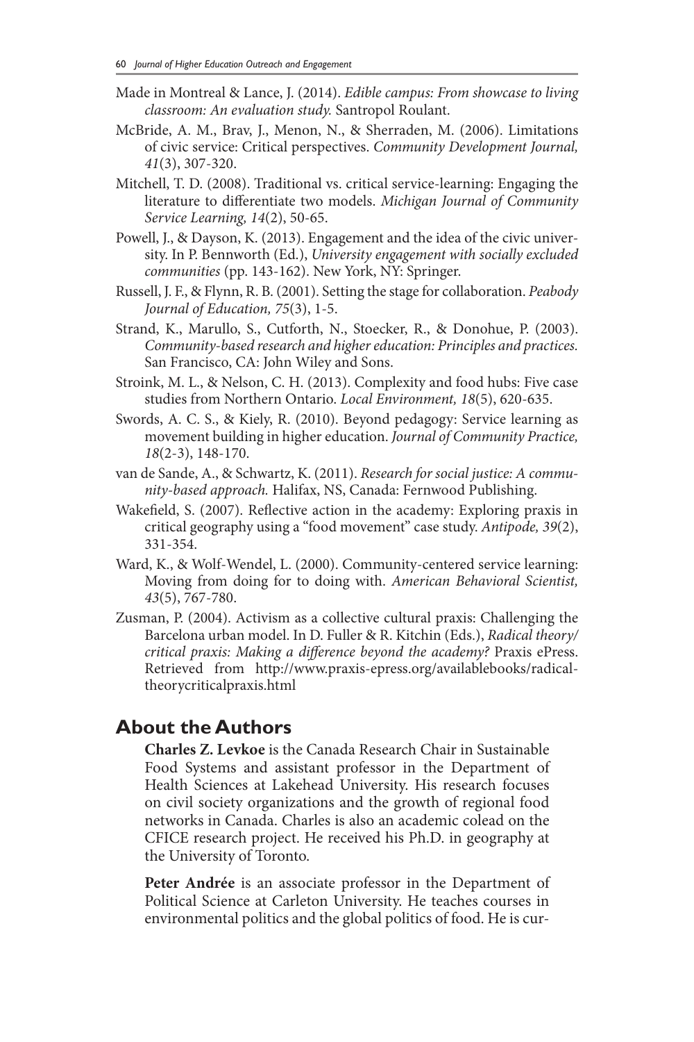Made in Montreal & Lance, J. (2014). *Edible campus: From showcase to living classroom: An evaluation study.* Santropol Roulant.

McBride, A. M., Brav, J., Menon, N., & Sherraden, M. (2006). Limitations of civic service: Critical perspectives. *Community Development Journal, 41*(3), 307-320.

Mitchell, T. D. (2008). Traditional vs. critical service-learning: Engaging the literature to differentiate two models. *Michigan Journal of Community Service Learning, 14*(2), 50-65.

Powell, J., & Dayson, K. (2013). Engagement and the idea of the civic university. In P. Bennworth (Ed.), *University engagement with socially excluded communities* (pp. 143-162). New York, NY: Springer.

Russell, J. F., & Flynn, R. B. (2001). Setting the stage for collaboration. *Peabody Journal of Education, 75*(3), 1-5.

Strand, K., Marullo, S., Cutforth, N., Stoecker, R., & Donohue, P. (2003). *Community-based research and higher education: Principles and practices.* San Francisco, CA: John Wiley and Sons.

Stroink, M. L., & Nelson, C. H. (2013). Complexity and food hubs: Five case studies from Northern Ontario. *Local Environment, 18*(5), 620-635.

Swords, A. C. S., & Kiely, R. (2010). Beyond pedagogy: Service learning as movement building in higher education. *Journal of Community Practice, 18*(2-3), 148-170.

van de Sande, A., & Schwartz, K. (2011). *Research for social justice: A community-based approach.* Halifax, NS, Canada: Fernwood Publishing.

Wakefield, S. (2007). Reflective action in the academy: Exploring praxis in critical geography using a "food movement" case study. *Antipode, 39*(2), 331-354.

Ward, K., & Wolf-Wendel, L. (2000). Community-centered service learning: Moving from doing for to doing with. *American Behavioral Scientist, 43*(5), 767-780.

Zusman, P. (2004). Activism as a collective cultural praxis: Challenging the Barcelona urban model. In D. Fuller & R. Kitchin (Eds.), *Radical theory/critical praxis: Making a difference beyond the academy?* Praxis ePress. Retrieved from http://www.praxis-epress.org/availablebooks/radicaltheorycriticalpraxis.html

## About the Authors

**Charles Z. Levkoe** is the Canada Research Chair in Sustainable Food Systems and assistant professor in the Department of Health Sciences at Lakehead University. His research focuses on civil society organizations and the growth of regional food networks in Canada. Charles is also an academic colead on the CFICE research project. He received his Ph.D. in geography at the University of Toronto.

**Peter Andrée** is an associate professor in the Department of Political Science at Carleton University. He teaches courses in environmental politics and the global politics of food. He is cur-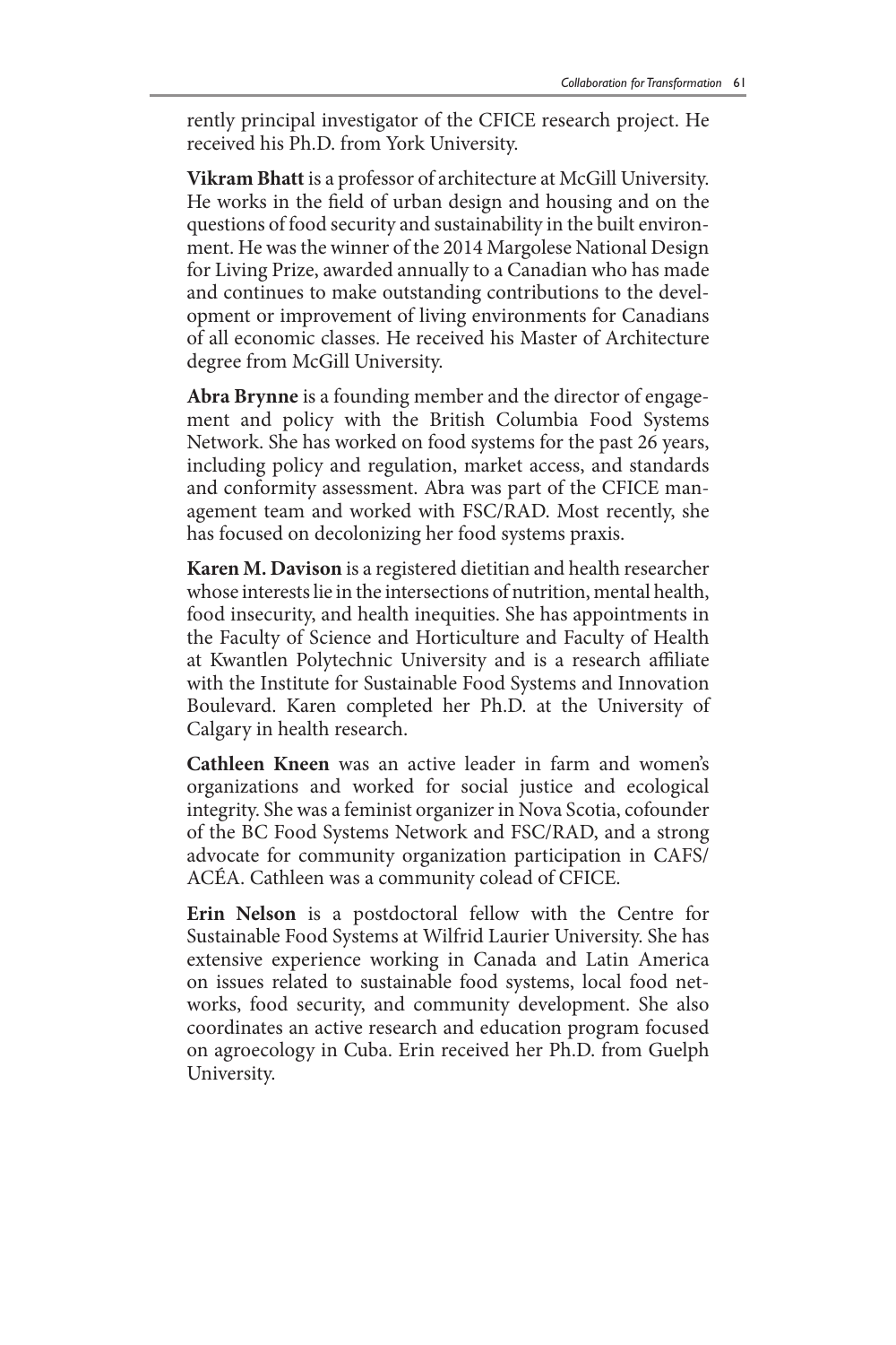rently principal investigator of the CFICE research project. He received his Ph.D. from York University.

**Vikram Bhatt** is a professor of architecture at McGill University. He works in the field of urban design and housing and on the questions of food security and sustainability in the built environment. He was the winner of the 2014 Margolese National Design for Living Prize, awarded annually to a Canadian who has made and continues to make outstanding contributions to the development or improvement of living environments for Canadians of all economic classes. He received his Master of Architecture degree from McGill University.

**Abra Brynne** is a founding member and the director of engagement and policy with the British Columbia Food Systems Network. She has worked on food systems for the past 26 years, including policy and regulation, market access, and standards and conformity assessment. Abra was part of the CFICE management team and worked with FSC/RAD. Most recently, she has focused on decolonizing her food systems praxis.

**Karen M. Davison** is a registered dietitian and health researcher whose interests lie in the intersections of nutrition, mental health, food insecurity, and health inequities. She has appointments in the Faculty of Science and Horticulture and Faculty of Health at Kwantlen Polytechnic University and is a research affiliate with the Institute for Sustainable Food Systems and Innovation Boulevard. Karen completed her Ph.D. at the University of Calgary in health research.

**Cathleen Kneen** was an active leader in farm and women's organizations and worked for social justice and ecological integrity. She was a feminist organizer in Nova Scotia, cofounder of the BC Food Systems Network and FSC/RAD, and a strong advocate for community organization participation in CAFS/ACÉA. Cathleen was a community colead of CFICE.

**Erin Nelson** is a postdoctoral fellow with the Centre for Sustainable Food Systems at Wilfrid Laurier University. She has extensive experience working in Canada and Latin America on issues related to sustainable food systems, local food networks, food security, and community development. She also coordinates an active research and education program focused on agroecology in Cuba. Erin received her Ph.D. from Guelph University.